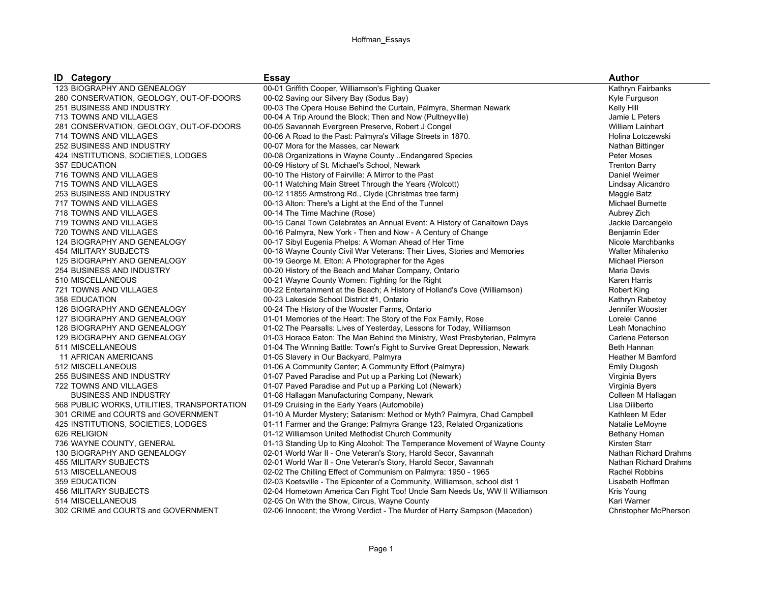| ID | Category | Essay | Author |
|---|---|---|---|
| 123 | BIOGRAPHY AND GENEALOGY | 00-01 Griffith Cooper, Williamson's Fighting Quaker | Kathryn Fairbanks |
| 280 | CONSERVATION, GEOLOGY, OUT-OF-DOORS | 00-02 Saving our Silvery Bay (Sodus Bay) | Kyle Furguson |
| 251 | BUSINESS AND INDUSTRY | 00-03 The Opera House Behind the Curtain, Palmyra, Sherman Newark | Kelly Hill |
| 713 | TOWNS AND VILLAGES | 00-04 A Trip Around the Block; Then and Now (Pultneyville) | Jamie L Peters |
| 281 | CONSERVATION, GEOLOGY, OUT-OF-DOORS | 00-05 Savannah Evergreen Preserve, Robert J Congel | William Lainhart |
| 714 | TOWNS AND VILLAGES | 00-06 A Road to the Past: Palmyra's Village Streets in 1870. | Holina Lotczewski |
| 252 | BUSINESS AND INDUSTRY | 00-07 Mora for the Masses, car Newark | Nathan Bittinger |
| 424 | INSTITUTIONS, SOCIETIES, LODGES | 00-08 Organizations in Wayne County ..Endangered Species | Peter Moses |
| 357 | EDUCATION | 00-09 History of St. Michael's School, Newark | Trenton Barry |
| 716 | TOWNS AND VILLAGES | 00-10 The History of Fairville: A Mirror to the Past | Daniel Weimer |
| 715 | TOWNS AND VILLAGES | 00-11 Watching Main Street Through the Years (Wolcott) | Lindsay Alicandro |
| 253 | BUSINESS AND INDUSTRY | 00-12 11855 Armstrong Rd., Clyde (Christmas tree farm) | Maggie Batz |
| 717 | TOWNS AND VILLAGES | 00-13 Alton: There's a Light at the End of the Tunnel | Michael Burnette |
| 718 | TOWNS AND VILLAGES | 00-14 The Time Machine (Rose) | Aubrey Zich |
| 719 | TOWNS AND VILLAGES | 00-15 Canal Town Celebrates an Annual Event: A History of Canaltown Days | Jackie Darcangelo |
| 720 | TOWNS AND VILLAGES | 00-16 Palmyra, New York - Then and Now - A Century of Change | Benjamin Eder |
| 124 | BIOGRAPHY AND GENEALOGY | 00-17 Sibyl Eugenia Phelps: A Woman Ahead of Her Time | Nicole Marchbanks |
| 454 | MILITARY SUBJECTS | 00-18 Wayne County Civil War Veterans: Their Lives, Stories and Memories | Walter Mihalenko |
| 125 | BIOGRAPHY AND GENEALOGY | 00-19 George M. Elton: A Photographer for the Ages | Michael Pierson |
| 254 | BUSINESS AND INDUSTRY | 00-20 History of the Beach and Mahar Company, Ontario | Maria Davis |
| 510 | MISCELLANEOUS | 00-21 Wayne County Women: Fighting for the Right | Karen Harris |
| 721 | TOWNS AND VILLAGES | 00-22 Entertainment at the Beach; A History of Holland's Cove (Williamson) | Robert King |
| 358 | EDUCATION | 00-23 Lakeside School District #1, Ontario | Kathryn Rabetoy |
| 126 | BIOGRAPHY AND GENEALOGY | 00-24 The History of the Wooster Farms, Ontario | Jennifer Wooster |
| 127 | BIOGRAPHY AND GENEALOGY | 01-01 Memories of the Heart: The Story of the Fox Family, Rose | Lorelei Canne |
| 128 | BIOGRAPHY AND GENEALOGY | 01-02 The Pearsalls: Lives of Yesterday, Lessons for Today, Williamson | Leah Monachino |
| 129 | BIOGRAPHY AND GENEALOGY | 01-03 Horace Eaton: The Man Behind the Ministry, West Presbyterian, Palmyra | Carlene Peterson |
| 511 | MISCELLANEOUS | 01-04 The Winning Battle: Town's Fight to Survive Great Depression, Newark | Beth Hannan |
| 11 | AFRICAN AMERICANS | 01-05 Slavery in Our Backyard, Palmyra | Heather M Bamford |
| 512 | MISCELLANEOUS | 01-06 A Community Center; A Community Effort (Palmyra) | Emily Dlugosh |
| 255 | BUSINESS AND INDUSTRY | 01-07 Paved Paradise and Put up a Parking Lot (Newark) | Virginia Byers |
| 722 | TOWNS AND VILLAGES | 01-07 Paved Paradise and Put up a Parking Lot (Newark) | Virginia Byers |
| | BUSINESS AND INDUSTRY | 01-08 Hallagan Manufacturing Company, Newark | Colleen M Hallagan |
| 568 | PUBLIC WORKS, UTILITIES, TRANSPORTATION | 01-09 Cruising in the Early Years (Automobile) | Lisa Diliberto |
| 301 | CRIME and COURTS and GOVERNMENT | 01-10 A Murder Mystery; Satanism: Method or Myth? Palmyra, Chad Campbell | Kathleen M Eder |
| 425 | INSTITUTIONS, SOCIETIES, LODGES | 01-11 Farmer and the Grange: Palmyra Grange 123, Related Organizations | Natalie LeMoyne |
| 626 | RELIGION | 01-12 Williamson United Methodist Church Community | Bethany Homan |
| 736 | WAYNE COUNTY, GENERAL | 01-13 Standing Up to King Alcohol: The Temperance Movement of Wayne County | Kirsten Starr |
| 130 | BIOGRAPHY AND GENEALOGY | 02-01 World War II - One Veteran's Story, Harold Secor, Savannah | Nathan Richard Drahms |
| 455 | MILITARY SUBJECTS | 02-01 World War II - One Veteran's Story, Harold Secor, Savannah | Nathan Richard Drahms |
| 513 | MISCELLANEOUS | 02-02 The Chilling Effect of Communism on Palmyra: 1950 - 1965 | Rachel Robbins |
| 359 | EDUCATION | 02-03 Koetsville - The Epicenter of a Community, Williamson, school dist 1 | Lisabeth Hoffman |
| 456 | MILITARY SUBJECTS | 02-04 Hometown America Can Fight Too! Uncle Sam Needs Us, WW II Williamson | Kris Young |
| 514 | MISCELLANEOUS | 02-05 On With the Show, Circus, Wayne County | Kari Warner |
| 302 | CRIME and COURTS and GOVERNMENT | 02-06 Innocent; the Wrong Verdict - The Murder of Harry Sampson (Macedon) | Christopher McPherson |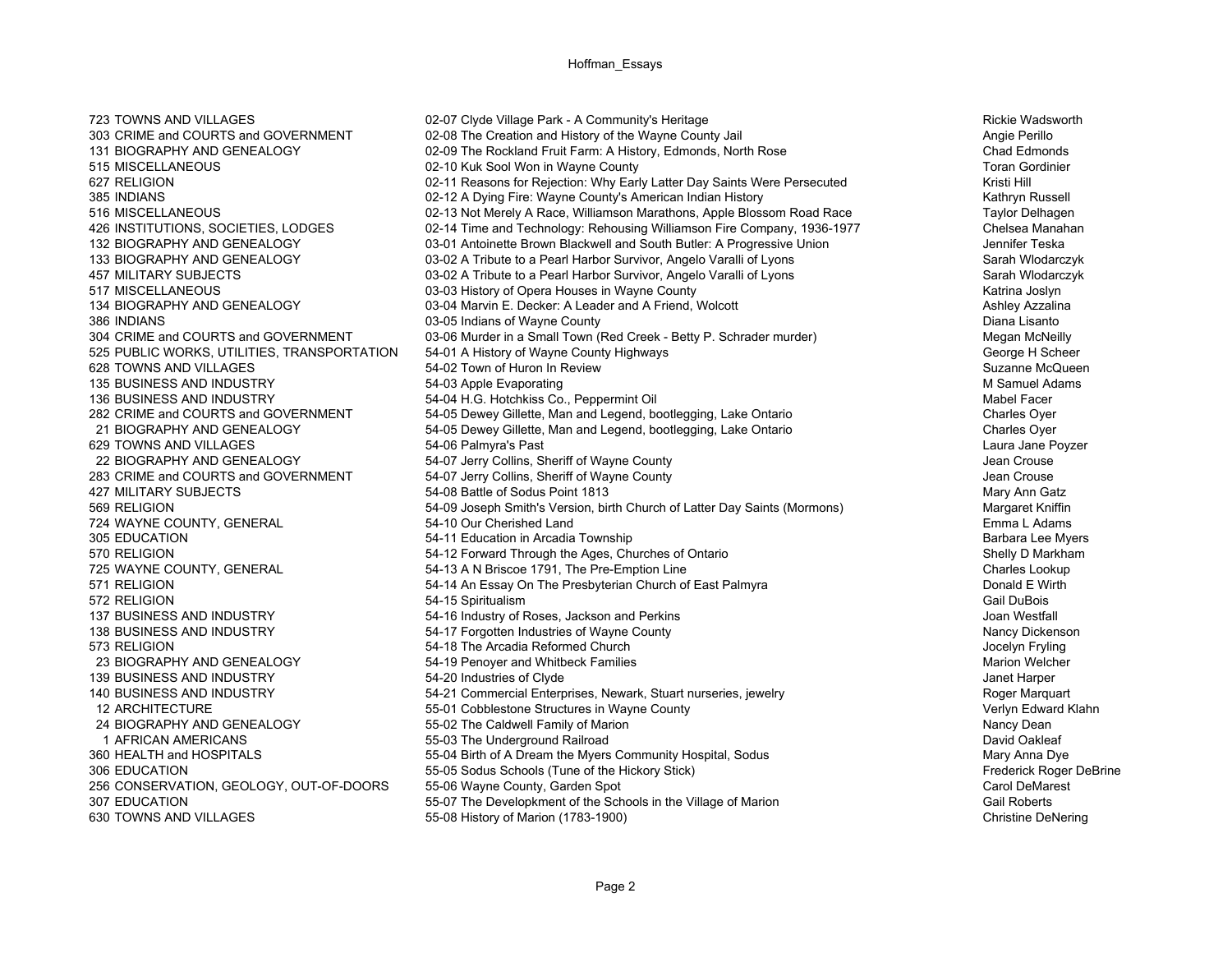| | | | |
|---|---|---|---|
| 723 | TOWNS AND VILLAGES | 02-07 Clyde Village Park - A Community's Heritage | Rickie Wadsworth |
| 303 | CRIME and COURTS and GOVERNMENT | 02-08 The Creation and History of the Wayne County Jail | Angie Perillo |
| 131 | BIOGRAPHY AND GENEALOGY | 02-09 The Rockland Fruit Farm: A History, Edmonds, North Rose | Chad Edmonds |
| 515 | MISCELLANEOUS | 02-10 Kuk Sool Won in Wayne County | Toran Gordinier |
| 627 | RELIGION | 02-11 Reasons for Rejection: Why Early Latter Day Saints Were Persecuted | Kristi Hill |
| 385 | INDIANS | 02-12 A Dying Fire: Wayne County's American Indian History | Kathryn Russell |
| 516 | MISCELLANEOUS | 02-13 Not Merely A Race, Williamson Marathons, Apple Blossom Road Race | Taylor Delhagen |
| 426 | INSTITUTIONS, SOCIETIES, LODGES | 02-14 Time and Technology: Rehousing Williamson Fire Company, 1936-1977 | Chelsea Manahan |
| 132 | BIOGRAPHY AND GENEALOGY | 03-01 Antoinette Brown Blackwell and South Butler: A Progressive Union | Jennifer Teska |
| 133 | BIOGRAPHY AND GENEALOGY | 03-02 A Tribute to a Pearl Harbor Survivor, Angelo Varalli of Lyons | Sarah Wlodarczyk |
| 457 | MILITARY SUBJECTS | 03-02 A Tribute to a Pearl Harbor Survivor, Angelo Varalli of Lyons | Sarah Wlodarczyk |
| 517 | MISCELLANEOUS | 03-03 History of Opera Houses in Wayne County | Katrina Joslyn |
| 134 | BIOGRAPHY AND GENEALOGY | 03-04 Marvin E. Decker: A Leader and A Friend, Wolcott | Ashley Azzalina |
| 386 | INDIANS | 03-05 Indians of Wayne County | Diana Lisanto |
| 304 | CRIME and COURTS and GOVERNMENT | 03-06 Murder in a Small Town (Red Creek - Betty P. Schrader murder) | Megan McNeilly |
| 525 | PUBLIC WORKS, UTILITIES, TRANSPORTATION | 54-01 A History of Wayne County Highways | George H Scheer |
| 628 | TOWNS AND VILLAGES | 54-02 Town of Huron In Review | Suzanne McQueen |
| 135 | BUSINESS AND INDUSTRY | 54-03 Apple Evaporating | M Samuel Adams |
| 136 | BUSINESS AND INDUSTRY | 54-04 H.G. Hotchkiss Co., Peppermint Oil | Mabel Facer |
| 282 | CRIME and COURTS and GOVERNMENT | 54-05 Dewey Gillette, Man and Legend, bootlegging, Lake Ontario | Charles Oyer |
| 21 | BIOGRAPHY AND GENEALOGY | 54-05 Dewey Gillette, Man and Legend, bootlegging, Lake Ontario | Charles Oyer |
| 629 | TOWNS AND VILLAGES | 54-06 Palmyra's Past | Laura Jane Poyzer |
| 22 | BIOGRAPHY AND GENEALOGY | 54-07 Jerry Collins, Sheriff of Wayne County | Jean Crouse |
| 283 | CRIME and COURTS and GOVERNMENT | 54-07 Jerry Collins, Sheriff of Wayne County | Jean Crouse |
| 427 | MILITARY SUBJECTS | 54-08 Battle of Sodus Point 1813 | Mary Ann Gatz |
| 569 | RELIGION | 54-09 Joseph Smith's Version, birth Church of Latter Day Saints (Mormons) | Margaret Kniffin |
| 724 | WAYNE COUNTY, GENERAL | 54-10 Our Cherished Land | Emma L Adams |
| 305 | EDUCATION | 54-11 Education in Arcadia Township | Barbara Lee Myers |
| 570 | RELIGION | 54-12 Forward Through the Ages, Churches of Ontario | Shelly D Markham |
| 725 | WAYNE COUNTY, GENERAL | 54-13 A N Briscoe 1791, The Pre-Emption Line | Charles Lookup |
| 571 | RELIGION | 54-14 An Essay On The Presbyterian Church of East Palmyra | Donald E Wirth |
| 572 | RELIGION | 54-15 Spiritualism | Gail DuBois |
| 137 | BUSINESS AND INDUSTRY | 54-16 Industry of Roses, Jackson and Perkins | Joan Westfall |
| 138 | BUSINESS AND INDUSTRY | 54-17 Forgotten Industries of Wayne County | Nancy Dickenson |
| 573 | RELIGION | 54-18 The Arcadia Reformed Church | Jocelyn Fryling |
| 23 | BIOGRAPHY AND GENEALOGY | 54-19 Penoyer and Whitbeck Families | Marion Welcher |
| 139 | BUSINESS AND INDUSTRY | 54-20 Industries of Clyde | Janet Harper |
| 140 | BUSINESS AND INDUSTRY | 54-21 Commercial Enterprises, Newark, Stuart nurseries, jewelry | Roger Marquart |
| 12 | ARCHITECTURE | 55-01 Cobblestone Structures in Wayne County | Verlyn Edward Klahn |
| 24 | BIOGRAPHY AND GENEALOGY | 55-02 The Caldwell Family of Marion | Nancy Dean |
| 1 | AFRICAN AMERICANS | 55-03 The Underground Railroad | David Oakleaf |
| 360 | HEALTH and HOSPITALS | 55-04 Birth of A Dream the Myers Community Hospital, Sodus | Mary Anna Dye |
| 306 | EDUCATION | 55-05 Sodus Schools (Tune of the Hickory Stick) | Frederick Roger DeBrine |
| 256 | CONSERVATION, GEOLOGY, OUT-OF-DOORS | 55-06 Wayne County, Garden Spot | Carol DeMarest |
| 307 | EDUCATION | 55-07 The Developkment of the Schools in the Village of Marion | Gail Roberts |
| 630 | TOWNS AND VILLAGES | 55-08 History of Marion (1783-1900) | Christine DeNering |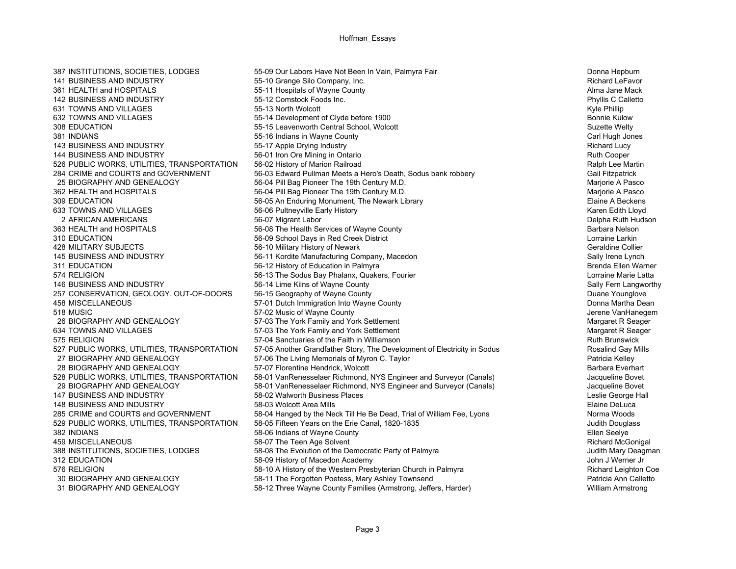| | | | |
|---|---|---|---|
| 387 | INSTITUTIONS, SOCIETIES, LODGES | 55-09 Our Labors Have Not Been In Vain, Palmyra Fair | Donna Hepburn |
| 141 | BUSINESS AND INDUSTRY | 55-10 Grange Silo Company, Inc. | Richard LeFavor |
| 361 | HEALTH and HOSPITALS | 55-11 Hospitals of Wayne County | Alma Jane Mack |
| 142 | BUSINESS AND INDUSTRY | 55-12 Comstock Foods Inc. | Phyllis C Calletto |
| 631 | TOWNS AND VILLAGES | 55-13 North Wolcott | Kyle Phillip |
| 632 | TOWNS AND VILLAGES | 55-14 Development of Clyde before 1900 | Bonnie Kulow |
| 308 | EDUCATION | 55-15 Leavenworth Central School, Wolcott | Suzette Welty |
| 381 | INDIANS | 55-16 Indians in Wayne County | Carl Hugh Jones |
| 143 | BUSINESS AND INDUSTRY | 55-17 Apple Drying Industry | Richard Lucy |
| 144 | BUSINESS AND INDUSTRY | 56-01 Iron Ore Mining in Ontario | Ruth Cooper |
| 526 | PUBLIC WORKS, UTILITIES, TRANSPORTATION | 56-02 History of Marion Railroad | Ralph Lee Martin |
| 284 | CRIME and COURTS and GOVERNMENT | 56-03 Edward Pullman Meets a Hero's Death, Sodus bank robbery | Gail Fitzpatrick |
| 25 | BIOGRAPHY AND GENEALOGY | 56-04 Pill Bag Pioneer The 19th Century M.D. | Marjorie A Pasco |
| 362 | HEALTH and HOSPITALS | 56-04 Pill Bag Pioneer The 19th Century M.D. | Marjorie A Pasco |
| 309 | EDUCATION | 56-05 An Enduring Monument, The Newark Library | Elaine A Beckens |
| 633 | TOWNS AND VILLAGES | 56-06 Pultneyville Early History | Karen Edith Lloyd |
| 2 | AFRICAN AMERICANS | 56-07 Migrant Labor | Delpha Ruth Hudson |
| 363 | HEALTH and HOSPITALS | 56-08 The Health Services of Wayne County | Barbara Nelson |
| 310 | EDUCATION | 56-09 School Days in Red Creek District | Lorraine Larkin |
| 428 | MILITARY SUBJECTS | 56-10 Military History of Newark | Geraldine Collier |
| 145 | BUSINESS AND INDUSTRY | 56-11 Kordite Manufacturing Company, Macedon | Sally Irene Lynch |
| 311 | EDUCATION | 56-12 History of Education in Palmyra | Brenda Ellen Warner |
| 574 | RELIGION | 56-13 The Sodus Bay Phalanx, Quakers, Fourier | Lorraine Marie Latta |
| 146 | BUSINESS AND INDUSTRY | 56-14 Lime Kilns of Wayne County | Sally Fern Langworthy |
| 257 | CONSERVATION, GEOLOGY, OUT-OF-DOORS | 56-15 Geography of Wayne County | Duane Younglove |
| 458 | MISCELLANEOUS | 57-01 Dutch Immigration Into Wayne County | Donna Martha Dean |
| 518 | MUSIC | 57-02 Music of Wayne County | Jerene VanHanegem |
| 26 | BIOGRAPHY AND GENEALOGY | 57-03 The York Family and York Settlement | Margaret R Seager |
| 634 | TOWNS AND VILLAGES | 57-03 The York Family and York Settlement | Margaret R Seager |
| 575 | RELIGION | 57-04 Sanctuaries of the Faith in Williamson | Ruth Brunswick |
| 527 | PUBLIC WORKS, UTILITIES, TRANSPORTATION | 57-05 Another Grandfather Story, The Development of Electricity in Sodus | Rosalind Gay Mills |
| 27 | BIOGRAPHY AND GENEALOGY | 57-06 The Living Memorials of Myron C. Taylor | Patricia Kelley |
| 28 | BIOGRAPHY AND GENEALOGY | 57-07 Florentine Hendrick, Wolcott | Barbara Everhart |
| 528 | PUBLIC WORKS, UTILITIES, TRANSPORTATION | 58-01 VanRenesselaer Richmond, NYS Engineer and Surveyor (Canals) | Jacqueline Bovet |
| 29 | BIOGRAPHY AND GENEALOGY | 58-01 VanRenesselaer Richmond, NYS Engineer and Surveyor (Canals) | Jacqueline Bovet |
| 147 | BUSINESS AND INDUSTRY | 58-02 Walworth Business Places | Leslie George Hall |
| 148 | BUSINESS AND INDUSTRY | 58-03 Wolcott Area Mills | Elaine DeLuca |
| 285 | CRIME and COURTS and GOVERNMENT | 58-04 Hanged by the Neck Till He Be Dead, Trial of William Fee, Lyons | Norma Woods |
| 529 | PUBLIC WORKS, UTILITIES, TRANSPORTATION | 58-05 Fifteen Years on the Erie Canal, 1820-1835 | Judith Douglass |
| 382 | INDIANS | 58-06 Indians of Wayne County | Ellen Seelye |
| 459 | MISCELLANEOUS | 58-07 The Teen Age Solvent | Richard McGonigal |
| 388 | INSTITUTIONS, SOCIETIES, LODGES | 58-08 The Evolution of the Democratic Party of Palmyra | Judith Mary Deagman |
| 312 | EDUCATION | 58-09 History of Macedon Academy | John J Werner Jr |
| 576 | RELIGION | 58-10 A History of the Western Presbyterian Church in Palmyra | Richard Leighton Coe |
| 30 | BIOGRAPHY AND GENEALOGY | 58-11 The Forgotten Poetess, Mary Ashley Townsend | Patricia Ann Calletto |
| 31 | BIOGRAPHY AND GENEALOGY | 58-12 Three Wayne County Families (Armstrong, Jeffers, Harder) | William Armstrong |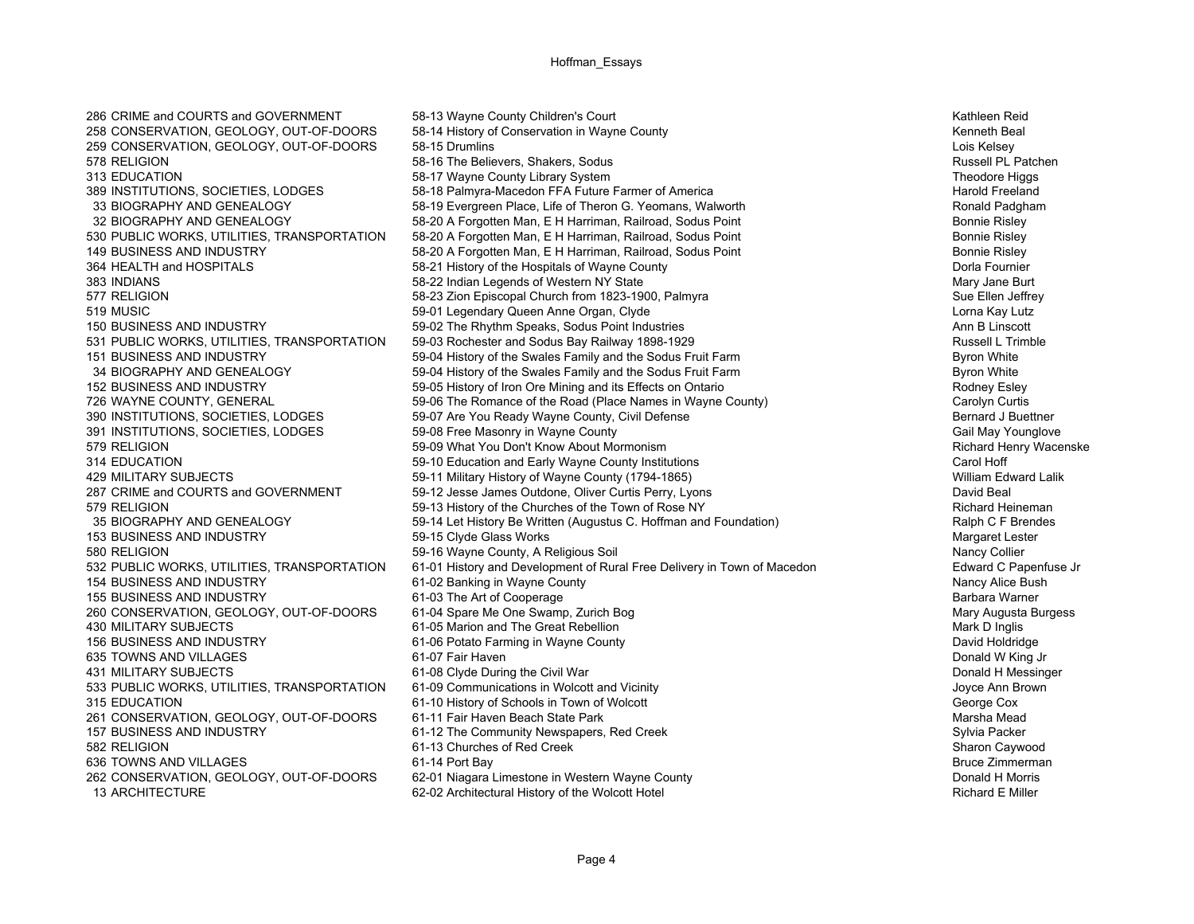| | | | |
|---|---|---|---|
| 286 | CRIME and COURTS and GOVERNMENT | 58-13 Wayne County Children's Court | Kathleen Reid |
| 258 | CONSERVATION, GEOLOGY, OUT-OF-DOORS | 58-14 History of Conservation in Wayne County | Kenneth Beal |
| 259 | CONSERVATION, GEOLOGY, OUT-OF-DOORS | 58-15 Drumlins | Lois Kelsey |
| 578 | RELIGION | 58-16 The Believers, Shakers, Sodus | Russell PL Patchen |
| 313 | EDUCATION | 58-17 Wayne County Library System | Theodore Higgs |
| 389 | INSTITUTIONS, SOCIETIES, LODGES | 58-18 Palmyra-Macedon FFA Future Farmer of America | Harold Freeland |
| 33 | BIOGRAPHY AND GENEALOGY | 58-19 Evergreen Place, Life of Theron G. Yeomans, Walworth | Ronald Padgham |
| 32 | BIOGRAPHY AND GENEALOGY | 58-20 A Forgotten Man, E H Harriman, Railroad, Sodus Point | Bonnie Risley |
| 530 | PUBLIC WORKS, UTILITIES, TRANSPORTATION | 58-20 A Forgotten Man, E H Harriman, Railroad, Sodus Point | Bonnie Risley |
| 149 | BUSINESS AND INDUSTRY | 58-20 A Forgotten Man, E H Harriman, Railroad, Sodus Point | Bonnie Risley |
| 364 | HEALTH and HOSPITALS | 58-21 History of the Hospitals of Wayne County | Dorla Fournier |
| 383 | INDIANS | 58-22 Indian Legends of Western NY State | Mary Jane Burt |
| 577 | RELIGION | 58-23 Zion Episcopal Church from 1823-1900, Palmyra | Sue Ellen Jeffrey |
| 519 | MUSIC | 59-01 Legendary Queen Anne Organ, Clyde | Lorna Kay Lutz |
| 150 | BUSINESS AND INDUSTRY | 59-02 The Rhythm Speaks, Sodus Point Industries | Ann B Linscott |
| 531 | PUBLIC WORKS, UTILITIES, TRANSPORTATION | 59-03 Rochester and Sodus Bay Railway 1898-1929 | Russell L Trimble |
| 151 | BUSINESS AND INDUSTRY | 59-04 History of the Swales Family and the Sodus Fruit Farm | Byron White |
| 34 | BIOGRAPHY AND GENEALOGY | 59-04 History of the Swales Family and the Sodus Fruit Farm | Byron White |
| 152 | BUSINESS AND INDUSTRY | 59-05 History of Iron Ore Mining and its Effects on Ontario | Rodney Esley |
| 726 | WAYNE COUNTY, GENERAL | 59-06 The Romance of the Road (Place Names in Wayne County) | Carolyn Curtis |
| 390 | INSTITUTIONS, SOCIETIES, LODGES | 59-07 Are You Ready Wayne County, Civil Defense | Bernard J Buettner |
| 391 | INSTITUTIONS, SOCIETIES, LODGES | 59-08 Free Masonry in Wayne County | Gail May Younglove |
| 579 | RELIGION | 59-09 What You Don't Know About Mormonism | Richard Henry Wacenske |
| 314 | EDUCATION | 59-10 Education and Early Wayne County Institutions | Carol Hoff |
| 429 | MILITARY SUBJECTS | 59-11 Military History of Wayne County (1794-1865) | William Edward Lalik |
| 287 | CRIME and COURTS and GOVERNMENT | 59-12 Jesse James Outdone, Oliver Curtis Perry, Lyons | David Beal |
| 579 | RELIGION | 59-13 History of the Churches of the Town of Rose NY | Richard Heineman |
| 35 | BIOGRAPHY AND GENEALOGY | 59-14 Let History Be Written (Augustus C. Hoffman and Foundation) | Ralph C F Brendes |
| 153 | BUSINESS AND INDUSTRY | 59-15 Clyde Glass Works | Margaret Lester |
| 580 | RELIGION | 59-16 Wayne County, A Religious Soil | Nancy Collier |
| 532 | PUBLIC WORKS, UTILITIES, TRANSPORTATION | 61-01 History and Development of Rural Free Delivery in Town of Macedon | Edward C Papenfuse Jr |
| 154 | BUSINESS AND INDUSTRY | 61-02 Banking in Wayne County | Nancy Alice Bush |
| 155 | BUSINESS AND INDUSTRY | 61-03 The Art of Cooperage | Barbara Warner |
| 260 | CONSERVATION, GEOLOGY, OUT-OF-DOORS | 61-04 Spare Me One Swamp, Zurich Bog | Mary Augusta Burgess |
| 430 | MILITARY SUBJECTS | 61-05 Marion and The Great Rebellion | Mark D Inglis |
| 156 | BUSINESS AND INDUSTRY | 61-06 Potato Farming in Wayne County | David Holdridge |
| 635 | TOWNS AND VILLAGES | 61-07 Fair Haven | Donald W King Jr |
| 431 | MILITARY SUBJECTS | 61-08 Clyde During the Civil War | Donald H Messinger |
| 533 | PUBLIC WORKS, UTILITIES, TRANSPORTATION | 61-09 Communications in Wolcott and Vicinity | Joyce Ann Brown |
| 315 | EDUCATION | 61-10 History of Schools in Town of Wolcott | George Cox |
| 261 | CONSERVATION, GEOLOGY, OUT-OF-DOORS | 61-11 Fair Haven Beach State Park | Marsha Mead |
| 157 | BUSINESS AND INDUSTRY | 61-12 The Community Newspapers, Red Creek | Sylvia Packer |
| 582 | RELIGION | 61-13 Churches of Red Creek | Sharon Caywood |
| 636 | TOWNS AND VILLAGES | 61-14 Port Bay | Bruce Zimmerman |
| 262 | CONSERVATION, GEOLOGY, OUT-OF-DOORS | 62-01 Niagara Limestone in Western Wayne County | Donald H Morris |
| 13 | ARCHITECTURE | 62-02 Architectural History of the Wolcott Hotel | Richard E Miller |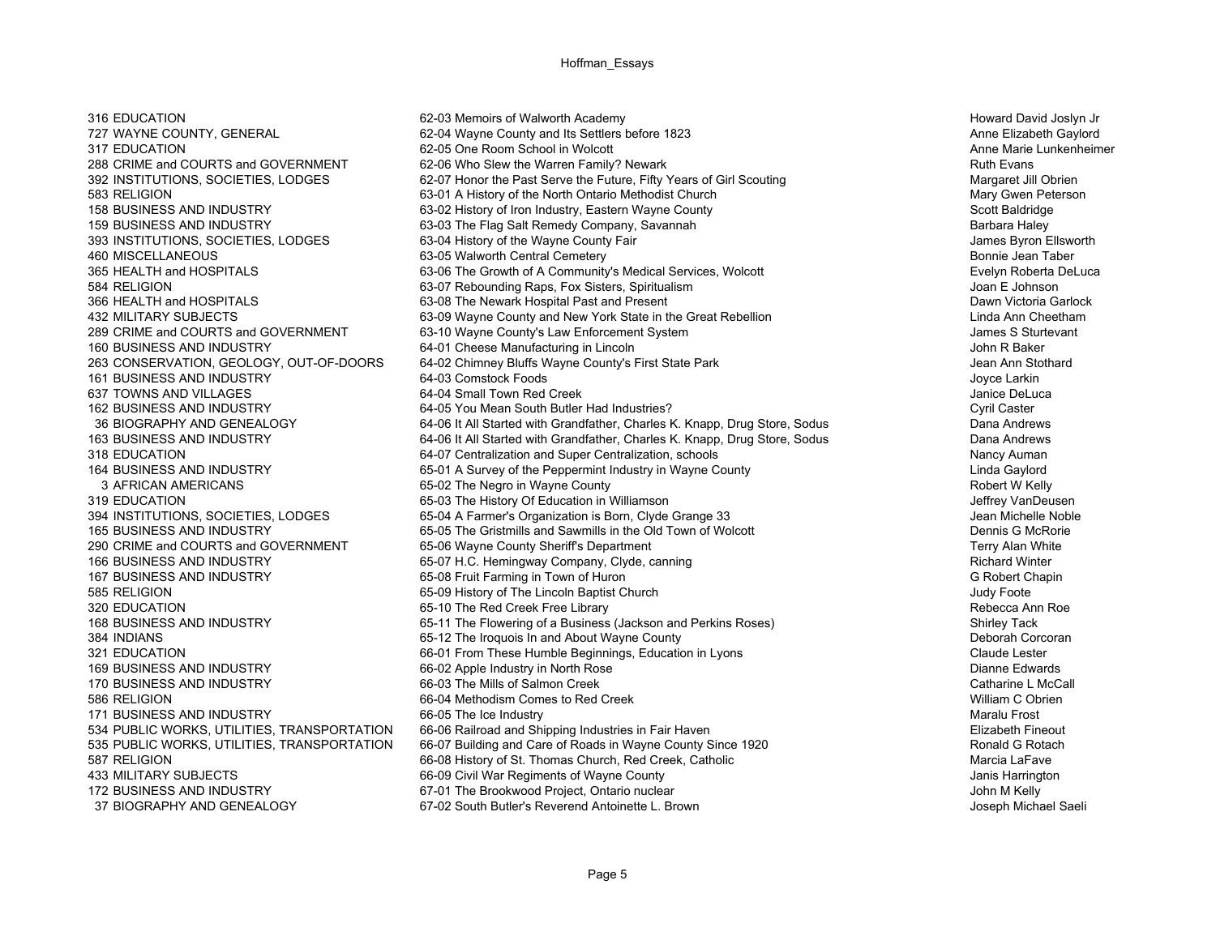| | | | |
|---|---|---|---|
| 316 | EDUCATION | 62-03 Memoirs of Walworth Academy | Howard David Joslyn Jr |
| 727 | WAYNE COUNTY, GENERAL | 62-04 Wayne County and Its Settlers before 1823 | Anne Elizabeth Gaylord |
| 317 | EDUCATION | 62-05 One Room School in Wolcott | Anne Marie Lunkenheimer |
| 288 | CRIME and COURTS and GOVERNMENT | 62-06 Who Slew the Warren Family? Newark | Ruth Evans |
| 392 | INSTITUTIONS, SOCIETIES, LODGES | 62-07 Honor the Past Serve the Future, Fifty Years of Girl Scouting | Margaret Jill Obrien |
| 583 | RELIGION | 63-01 A History of the North Ontario Methodist Church | Mary Gwen Peterson |
| 158 | BUSINESS AND INDUSTRY | 63-02 History of Iron Industry, Eastern Wayne County | Scott Baldridge |
| 159 | BUSINESS AND INDUSTRY | 63-03 The Flag Salt Remedy Company, Savannah | Barbara Haley |
| 393 | INSTITUTIONS, SOCIETIES, LODGES | 63-04 History of the Wayne County Fair | James Byron Ellsworth |
| 460 | MISCELLANEOUS | 63-05 Walworth Central Cemetery | Bonnie Jean Taber |
| 365 | HEALTH and HOSPITALS | 63-06 The Growth of A Community's Medical Services, Wolcott | Evelyn Roberta DeLuca |
| 584 | RELIGION | 63-07 Rebounding Raps, Fox Sisters, Spiritualism | Joan E Johnson |
| 366 | HEALTH and HOSPITALS | 63-08 The Newark Hospital Past and Present | Dawn Victoria Garlock |
| 432 | MILITARY SUBJECTS | 63-09 Wayne County and New York State in the Great Rebellion | Linda Ann Cheetham |
| 289 | CRIME and COURTS and GOVERNMENT | 63-10 Wayne County's Law Enforcement System | James S Sturtevant |
| 160 | BUSINESS AND INDUSTRY | 64-01 Cheese Manufacturing in Lincoln | John R Baker |
| 263 | CONSERVATION, GEOLOGY, OUT-OF-DOORS | 64-02 Chimney Bluffs Wayne County's First State Park | Jean Ann Stothard |
| 161 | BUSINESS AND INDUSTRY | 64-03 Comstock Foods | Joyce Larkin |
| 637 | TOWNS AND VILLAGES | 64-04 Small Town Red Creek | Janice DeLuca |
| 162 | BUSINESS AND INDUSTRY | 64-05 You Mean South Butler Had Industries? | Cyril Caster |
| 36 | BIOGRAPHY AND GENEALOGY | 64-06 It All Started with Grandfather, Charles K. Knapp, Drug Store, Sodus | Dana Andrews |
| 163 | BUSINESS AND INDUSTRY | 64-06 It All Started with Grandfather, Charles K. Knapp, Drug Store, Sodus | Dana Andrews |
| 318 | EDUCATION | 64-07 Centralization and Super Centralization, schools | Nancy Auman |
| 164 | BUSINESS AND INDUSTRY | 65-01 A Survey of the Peppermint Industry in Wayne County | Linda Gaylord |
| 3 | AFRICAN AMERICANS | 65-02 The Negro in Wayne County | Robert W Kelly |
| 319 | EDUCATION | 65-03 The History Of Education in Williamson | Jeffrey VanDeusen |
| 394 | INSTITUTIONS, SOCIETIES, LODGES | 65-04 A Farmer's Organization is Born, Clyde Grange 33 | Jean Michelle Noble |
| 165 | BUSINESS AND INDUSTRY | 65-05 The Gristmills and Sawmills in the Old Town of Wolcott | Dennis G McRorie |
| 290 | CRIME and COURTS and GOVERNMENT | 65-06 Wayne County Sheriff's Department | Terry Alan White |
| 166 | BUSINESS AND INDUSTRY | 65-07 H.C. Hemingway Company, Clyde, canning | Richard Winter |
| 167 | BUSINESS AND INDUSTRY | 65-08 Fruit Farming in Town of Huron | G Robert Chapin |
| 585 | RELIGION | 65-09 History of The Lincoln Baptist Church | Judy Foote |
| 320 | EDUCATION | 65-10 The Red Creek Free Library | Rebecca Ann Roe |
| 168 | BUSINESS AND INDUSTRY | 65-11 The Flowering of a Business (Jackson and Perkins Roses) | Shirley Tack |
| 384 | INDIANS | 65-12 The Iroquois In and About Wayne County | Deborah Corcoran |
| 321 | EDUCATION | 66-01 From These Humble Beginnings, Education in Lyons | Claude Lester |
| 169 | BUSINESS AND INDUSTRY | 66-02 Apple Industry in North Rose | Dianne Edwards |
| 170 | BUSINESS AND INDUSTRY | 66-03 The Mills of Salmon Creek | Catharine L McCall |
| 586 | RELIGION | 66-04 Methodism Comes to Red Creek | William C Obrien |
| 171 | BUSINESS AND INDUSTRY | 66-05 The Ice Industry | Maralu Frost |
| 534 | PUBLIC WORKS, UTILITIES, TRANSPORTATION | 66-06 Railroad and Shipping Industries in Fair Haven | Elizabeth Fineout |
| 535 | PUBLIC WORKS, UTILITIES, TRANSPORTATION | 66-07 Building and Care of Roads in Wayne County Since 1920 | Ronald G Rotach |
| 587 | RELIGION | 66-08 History of St. Thomas Church, Red Creek, Catholic | Marcia LaFave |
| 433 | MILITARY SUBJECTS | 66-09 Civil War Regiments of Wayne County | Janis Harrington |
| 172 | BUSINESS AND INDUSTRY | 67-01 The Brookwood Project, Ontario nuclear | John M Kelly |
| 37 | BIOGRAPHY AND GENEALOGY | 67-02 South Butler's Reverend Antoinette L. Brown | Joseph Michael Saeli |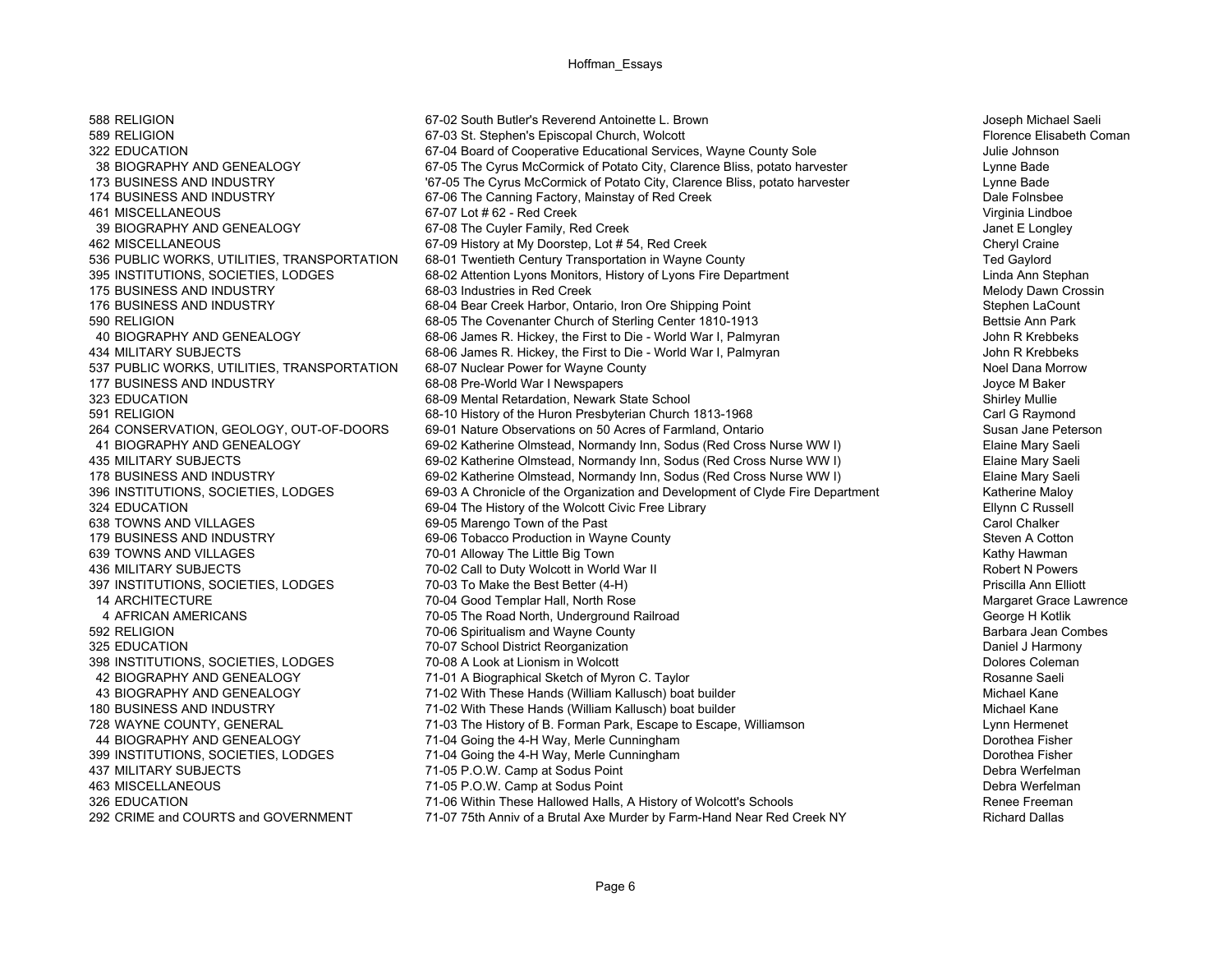| | | | |
|---|---|---|---|
| 588 | RELIGION | 67-02 South Butler's Reverend Antoinette L. Brown | Joseph Michael Saeli |
| 589 | RELIGION | 67-03 St. Stephen's Episcopal Church, Wolcott | Florence Elisabeth Coman |
| 322 | EDUCATION | 67-04 Board of Cooperative Educational Services, Wayne County Sole | Julie Johnson |
| 38 | BIOGRAPHY AND GENEALOGY | 67-05 The Cyrus McCormick of Potato City, Clarence Bliss, potato harvester | Lynne Bade |
| 173 | BUSINESS AND INDUSTRY | '67-05 The Cyrus McCormick of Potato City, Clarence Bliss, potato harvester | Lynne Bade |
| 174 | BUSINESS AND INDUSTRY | 67-06 The Canning Factory, Mainstay of Red Creek | Dale Folnsbee |
| 461 | MISCELLANEOUS | 67-07 Lot # 62 - Red Creek | Virginia Lindboe |
| 39 | BIOGRAPHY AND GENEALOGY | 67-08 The Cuyler Family, Red Creek | Janet E Longley |
| 462 | MISCELLANEOUS | 67-09 History at My Doorstep, Lot # 54, Red Creek | Cheryl Craine |
| 536 | PUBLIC WORKS, UTILITIES, TRANSPORTATION | 68-01 Twentieth Century Transportation in Wayne County | Ted Gaylord |
| 395 | INSTITUTIONS, SOCIETIES, LODGES | 68-02 Attention Lyons Monitors, History of Lyons Fire Department | Linda Ann Stephan |
| 175 | BUSINESS AND INDUSTRY | 68-03 Industries in Red Creek | Melody Dawn Crossin |
| 176 | BUSINESS AND INDUSTRY | 68-04 Bear Creek Harbor, Ontario, Iron Ore Shipping Point | Stephen LaCount |
| 590 | RELIGION | 68-05 The Covenanter Church of Sterling Center 1810-1913 | Bettsie Ann Park |
| 40 | BIOGRAPHY AND GENEALOGY | 68-06 James R. Hickey, the First to Die - World War I, Palmyran | John R Krebbeks |
| 434 | MILITARY SUBJECTS | 68-06 James R. Hickey, the First to Die - World War I, Palmyran | John R Krebbeks |
| 537 | PUBLIC WORKS, UTILITIES, TRANSPORTATION | 68-07 Nuclear Power for Wayne County | Noel Dana Morrow |
| 177 | BUSINESS AND INDUSTRY | 68-08 Pre-World War I Newspapers | Joyce M Baker |
| 323 | EDUCATION | 68-09 Mental Retardation, Newark State School | Shirley Mullie |
| 591 | RELIGION | 68-10 History of the Huron Presbyterian Church 1813-1968 | Carl G Raymond |
| 264 | CONSERVATION, GEOLOGY, OUT-OF-DOORS | 69-01 Nature Observations on 50 Acres of Farmland, Ontario | Susan Jane Peterson |
| 41 | BIOGRAPHY AND GENEALOGY | 69-02 Katherine Olmstead, Normandy Inn, Sodus (Red Cross Nurse WW I) | Elaine Mary Saeli |
| 435 | MILITARY SUBJECTS | 69-02 Katherine Olmstead, Normandy Inn, Sodus (Red Cross Nurse WW I) | Elaine Mary Saeli |
| 178 | BUSINESS AND INDUSTRY | 69-02 Katherine Olmstead, Normandy Inn, Sodus (Red Cross Nurse WW I) | Elaine Mary Saeli |
| 396 | INSTITUTIONS, SOCIETIES, LODGES | 69-03 A Chronicle of the Organization and Development of Clyde Fire Department | Katherine Maloy |
| 324 | EDUCATION | 69-04 The History of the Wolcott Civic Free Library | Ellynn C Russell |
| 638 | TOWNS AND VILLAGES | 69-05 Marengo Town of the Past | Carol Chalker |
| 179 | BUSINESS AND INDUSTRY | 69-06 Tobacco Production in Wayne County | Steven A Cotton |
| 639 | TOWNS AND VILLAGES | 70-01 Alloway The Little Big Town | Kathy Hawman |
| 436 | MILITARY SUBJECTS | 70-02 Call to Duty Wolcott in World War II | Robert N Powers |
| 397 | INSTITUTIONS, SOCIETIES, LODGES | 70-03 To Make the Best Better (4-H) | Priscilla Ann Elliott |
| 14 | ARCHITECTURE | 70-04 Good Templar Hall, North Rose | Margaret Grace Lawrence |
| 4 | AFRICAN AMERICANS | 70-05 The Road North, Underground Railroad | George H Kotlik |
| 592 | RELIGION | 70-06 Spiritualism and Wayne County | Barbara Jean Combes |
| 325 | EDUCATION | 70-07 School District Reorganization | Daniel J Harmony |
| 398 | INSTITUTIONS, SOCIETIES, LODGES | 70-08 A Look at Lionism in Wolcott | Dolores Coleman |
| 42 | BIOGRAPHY AND GENEALOGY | 71-01 A Biographical Sketch of Myron C. Taylor | Rosanne Saeli |
| 43 | BIOGRAPHY AND GENEALOGY | 71-02 With These Hands (William Kallusch) boat builder | Michael Kane |
| 180 | BUSINESS AND INDUSTRY | 71-02 With These Hands (William Kallusch) boat builder | Michael Kane |
| 728 | WAYNE COUNTY, GENERAL | 71-03 The History of B. Forman Park, Escape to Escape, Williamson | Lynn Hermenet |
| 44 | BIOGRAPHY AND GENEALOGY | 71-04 Going the 4-H Way, Merle Cunningham | Dorothea Fisher |
| 399 | INSTITUTIONS, SOCIETIES, LODGES | 71-04 Going the 4-H Way, Merle Cunningham | Dorothea Fisher |
| 437 | MILITARY SUBJECTS | 71-05 P.O.W. Camp at Sodus Point | Debra Werfelman |
| 463 | MISCELLANEOUS | 71-05 P.O.W. Camp at Sodus Point | Debra Werfelman |
| 326 | EDUCATION | 71-06 Within These Hallowed Halls, A History of Wolcott's Schools | Renee Freeman |
| 292 | CRIME and COURTS and GOVERNMENT | 71-07 75th Anniv of a Brutal Axe Murder by Farm-Hand Near Red Creek NY | Richard Dallas |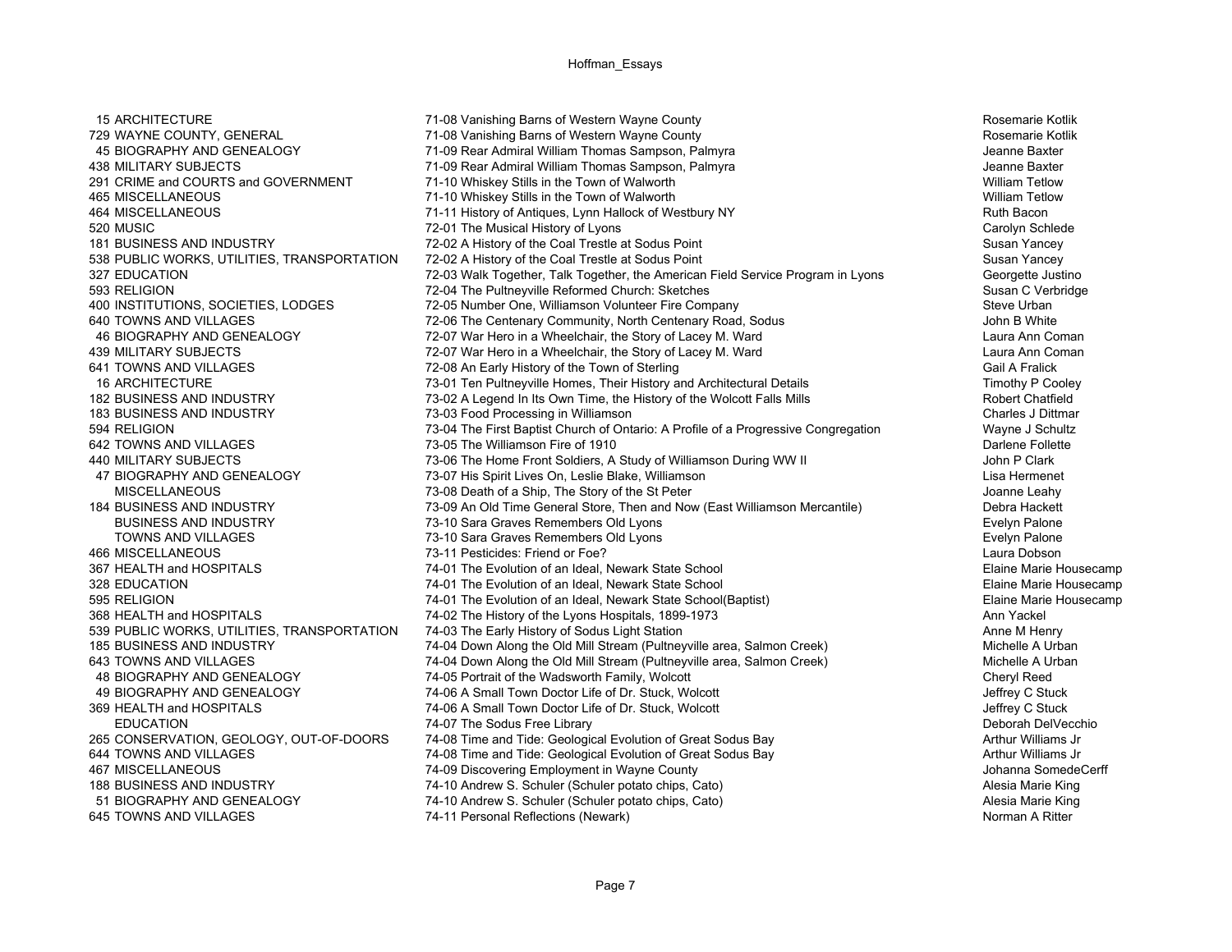| | | | |
|---|---|---|---|
| 15 | ARCHITECTURE | 71-08 Vanishing Barns of Western Wayne County | Rosemarie Kotlik |
| 729 | WAYNE COUNTY, GENERAL | 71-08 Vanishing Barns of Western Wayne County | Rosemarie Kotlik |
| 45 | BIOGRAPHY AND GENEALOGY | 71-09 Rear Admiral William Thomas Sampson, Palmyra | Jeanne Baxter |
| 438 | MILITARY SUBJECTS | 71-09 Rear Admiral William Thomas Sampson, Palmyra | Jeanne Baxter |
| 291 | CRIME and COURTS and GOVERNMENT | 71-10 Whiskey Stills in the Town of Walworth | William Tetlow |
| 465 | MISCELLANEOUS | 71-10 Whiskey Stills in the Town of Walworth | William Tetlow |
| 464 | MISCELLANEOUS | 71-11 History of Antiques, Lynn Hallock of Westbury NY | Ruth Bacon |
| 520 | MUSIC | 72-01 The Musical History of Lyons | Carolyn Schlede |
| 181 | BUSINESS AND INDUSTRY | 72-02 A History of the Coal Trestle at Sodus Point | Susan Yancey |
| 538 | PUBLIC WORKS, UTILITIES, TRANSPORTATION | 72-02 A History of the Coal Trestle at Sodus Point | Susan Yancey |
| 327 | EDUCATION | 72-03 Walk Together, Talk Together, the American Field Service Program in Lyons | Georgette Justino |
| 593 | RELIGION | 72-04 The Pultneyville Reformed Church: Sketches | Susan C Verbridge |
| 400 | INSTITUTIONS, SOCIETIES, LODGES | 72-05 Number One, Williamson Volunteer Fire Company | Steve Urban |
| 640 | TOWNS AND VILLAGES | 72-06 The Centenary Community, North Centenary Road, Sodus | John B White |
| 46 | BIOGRAPHY AND GENEALOGY | 72-07 War Hero in a Wheelchair, the Story of Lacey M. Ward | Laura Ann Coman |
| 439 | MILITARY SUBJECTS | 72-07 War Hero in a Wheelchair, the Story of Lacey M. Ward | Laura Ann Coman |
| 641 | TOWNS AND VILLAGES | 72-08 An Early History of the Town of Sterling | Gail A Fralick |
| 16 | ARCHITECTURE | 73-01 Ten Pultneyville Homes, Their History and Architectural Details | Timothy P Cooley |
| 182 | BUSINESS AND INDUSTRY | 73-02 A Legend In Its Own Time, the History of the Wolcott Falls Mills | Robert Chatfield |
| 183 | BUSINESS AND INDUSTRY | 73-03 Food Processing in Williamson | Charles J Dittmar |
| 594 | RELIGION | 73-04 The First Baptist Church of Ontario: A Profile of a Progressive Congregation | Wayne J Schultz |
| 642 | TOWNS AND VILLAGES | 73-05 The Williamson Fire of 1910 | Darlene Follette |
| 440 | MILITARY SUBJECTS | 73-06 The Home Front Soldiers, A Study of Williamson During WW II | John P Clark |
| 47 | BIOGRAPHY AND GENEALOGY | 73-07 His Spirit Lives On, Leslie Blake, Williamson | Lisa Hermenet |
| | MISCELLANEOUS | 73-08 Death of a Ship, The Story of the St Peter | Joanne Leahy |
| 184 | BUSINESS AND INDUSTRY | 73-09 An Old Time General Store, Then and Now (East Williamson Mercantile) | Debra Hackett |
| | BUSINESS AND INDUSTRY | 73-10 Sara Graves Remembers Old Lyons | Evelyn Palone |
| | TOWNS AND VILLAGES | 73-10 Sara Graves Remembers Old Lyons | Evelyn Palone |
| 466 | MISCELLANEOUS | 73-11 Pesticides: Friend or Foe? | Laura Dobson |
| 367 | HEALTH and HOSPITALS | 74-01 The Evolution of an Ideal, Newark State School | Elaine Marie Housecamp |
| 328 | EDUCATION | 74-01 The Evolution of an Ideal, Newark State School | Elaine Marie Housecamp |
| 595 | RELIGION | 74-01 The Evolution of an Ideal, Newark State School(Baptist) | Elaine Marie Housecamp |
| 368 | HEALTH and HOSPITALS | 74-02 The History of the Lyons Hospitals, 1899-1973 | Ann Yackel |
| 539 | PUBLIC WORKS, UTILITIES, TRANSPORTATION | 74-03 The Early History of Sodus Light Station | Anne M Henry |
| 185 | BUSINESS AND INDUSTRY | 74-04 Down Along the Old Mill Stream (Pultneyville area, Salmon Creek) | Michelle A Urban |
| 643 | TOWNS AND VILLAGES | 74-04 Down Along the Old Mill Stream (Pultneyville area, Salmon Creek) | Michelle A Urban |
| 48 | BIOGRAPHY AND GENEALOGY | 74-05 Portrait of the Wadsworth Family, Wolcott | Cheryl Reed |
| 49 | BIOGRAPHY AND GENEALOGY | 74-06 A Small Town Doctor Life of Dr. Stuck, Wolcott | Jeffrey C Stuck |
| 369 | HEALTH and HOSPITALS | 74-06 A Small Town Doctor Life of Dr. Stuck, Wolcott | Jeffrey C Stuck |
| | EDUCATION | 74-07 The Sodus Free Library | Deborah DelVecchio |
| 265 | CONSERVATION, GEOLOGY, OUT-OF-DOORS | 74-08 Time and Tide: Geological Evolution of Great Sodus Bay | Arthur Williams Jr |
| 644 | TOWNS AND VILLAGES | 74-08 Time and Tide: Geological Evolution of Great Sodus Bay | Arthur Williams Jr |
| 467 | MISCELLANEOUS | 74-09 Discovering Employment in Wayne County | Johanna SomedeCerff |
| 188 | BUSINESS AND INDUSTRY | 74-10 Andrew S. Schuler (Schuler potato chips, Cato) | Alesia Marie King |
| 51 | BIOGRAPHY AND GENEALOGY | 74-10 Andrew S. Schuler (Schuler potato chips, Cato) | Alesia Marie King |
| 645 | TOWNS AND VILLAGES | 74-11 Personal Reflections (Newark) | Norman A Ritter |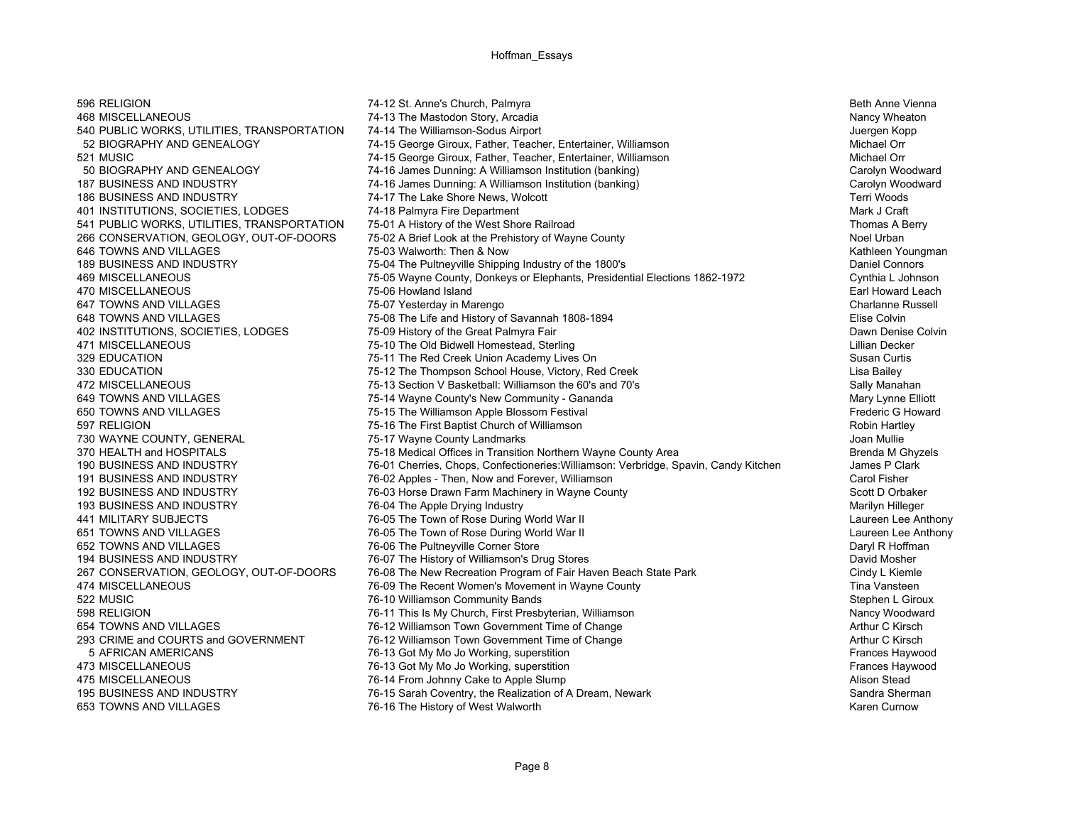| | | | |
|---|---|---|---|
| 596 | RELIGION | 74-12 St. Anne's Church, Palmyra | Beth Anne Vienna |
| 468 | MISCELLANEOUS | 74-13 The Mastodon Story, Arcadia | Nancy Wheaton |
| 540 | PUBLIC WORKS, UTILITIES, TRANSPORTATION | 74-14 The Williamson-Sodus Airport | Juergen Kopp |
| 52 | BIOGRAPHY AND GENEALOGY | 74-15 George Giroux, Father, Teacher, Entertainer, Williamson | Michael Orr |
| 521 | MUSIC | 74-15 George Giroux, Father, Teacher, Entertainer, Williamson | Michael Orr |
| 50 | BIOGRAPHY AND GENEALOGY | 74-16 James Dunning: A Williamson Institution (banking) | Carolyn Woodward |
| 187 | BUSINESS AND INDUSTRY | 74-16 James Dunning: A Williamson Institution (banking) | Carolyn Woodward |
| 186 | BUSINESS AND INDUSTRY | 74-17 The Lake Shore News, Wolcott | Terri Woods |
| 401 | INSTITUTIONS, SOCIETIES, LODGES | 74-18 Palmyra Fire Department | Mark J Craft |
| 541 | PUBLIC WORKS, UTILITIES, TRANSPORTATION | 75-01 A History of the West Shore Railroad | Thomas A Berry |
| 266 | CONSERVATION, GEOLOGY, OUT-OF-DOORS | 75-02 A Brief Look at the Prehistory of Wayne County | Noel Urban |
| 646 | TOWNS AND VILLAGES | 75-03 Walworth: Then & Now | Kathleen Youngman |
| 189 | BUSINESS AND INDUSTRY | 75-04 The Pultneyville Shipping Industry of the 1800's | Daniel Connors |
| 469 | MISCELLANEOUS | 75-05 Wayne County, Donkeys or Elephants, Presidential Elections 1862-1972 | Cynthia L Johnson |
| 470 | MISCELLANEOUS | 75-06 Howland Island | Earl Howard Leach |
| 647 | TOWNS AND VILLAGES | 75-07 Yesterday in Marengo | Charlanne Russell |
| 648 | TOWNS AND VILLAGES | 75-08 The Life and History of Savannah 1808-1894 | Elise Colvin |
| 402 | INSTITUTIONS, SOCIETIES, LODGES | 75-09 History of the Great Palmyra Fair | Dawn Denise Colvin |
| 471 | MISCELLANEOUS | 75-10 The Old Bidwell Homestead, Sterling | Lillian Decker |
| 329 | EDUCATION | 75-11 The Red Creek Union Academy Lives On | Susan Curtis |
| 330 | EDUCATION | 75-12 The Thompson School House, Victory, Red Creek | Lisa Bailey |
| 472 | MISCELLANEOUS | 75-13 Section V Basketball: Williamson the 60's and 70's | Sally Manahan |
| 649 | TOWNS AND VILLAGES | 75-14 Wayne County's New Community - Gananda | Mary Lynne Elliott |
| 650 | TOWNS AND VILLAGES | 75-15 The Williamson Apple Blossom Festival | Frederic G Howard |
| 597 | RELIGION | 75-16 The First Baptist Church of Williamson | Robin Hartley |
| 730 | WAYNE COUNTY, GENERAL | 75-17 Wayne County Landmarks | Joan Mullie |
| 370 | HEALTH and HOSPITALS | 75-18 Medical Offices in Transition Northern Wayne County Area | Brenda M Ghyzels |
| 190 | BUSINESS AND INDUSTRY | 76-01 Cherries, Chops, Confectioneries:Williamson: Verbridge, Spavin, Candy Kitchen | James P Clark |
| 191 | BUSINESS AND INDUSTRY | 76-02 Apples - Then, Now and Forever, Williamson | Carol Fisher |
| 192 | BUSINESS AND INDUSTRY | 76-03 Horse Drawn Farm Machinery in Wayne County | Scott D Orbaker |
| 193 | BUSINESS AND INDUSTRY | 76-04 The Apple Drying Industry | Marilyn Hilleger |
| 441 | MILITARY SUBJECTS | 76-05 The Town of Rose During World War II | Laureen Lee Anthony |
| 651 | TOWNS AND VILLAGES | 76-05 The Town of Rose During World War II | Laureen Lee Anthony |
| 652 | TOWNS AND VILLAGES | 76-06 The Pultneyville Corner Store | Daryl R Hoffman |
| 194 | BUSINESS AND INDUSTRY | 76-07 The History of Williamson's Drug Stores | David Mosher |
| 267 | CONSERVATION, GEOLOGY, OUT-OF-DOORS | 76-08 The New Recreation Program of Fair Haven Beach State Park | Cindy L Kiemle |
| 474 | MISCELLANEOUS | 76-09 The Recent Women's Movement in Wayne County | Tina Vansteen |
| 522 | MUSIC | 76-10 Williamson Community Bands | Stephen L Giroux |
| 598 | RELIGION | 76-11 This Is My Church, First Presbyterian, Williamson | Nancy Woodward |
| 654 | TOWNS AND VILLAGES | 76-12 Williamson Town Government Time of Change | Arthur C Kirsch |
| 293 | CRIME and COURTS and GOVERNMENT | 76-12 Williamson Town Government Time of Change | Arthur C Kirsch |
| 5 | AFRICAN AMERICANS | 76-13 Got My Mo Jo Working, superstition | Frances Haywood |
| 473 | MISCELLANEOUS | 76-13 Got My Mo Jo Working, superstition | Frances Haywood |
| 475 | MISCELLANEOUS | 76-14 From Johnny Cake to Apple Slump | Alison Stead |
| 195 | BUSINESS AND INDUSTRY | 76-15 Sarah Coventry, the Realization of A Dream, Newark | Sandra Sherman |
| 653 | TOWNS AND VILLAGES | 76-16 The History of West Walworth | Karen Curnow |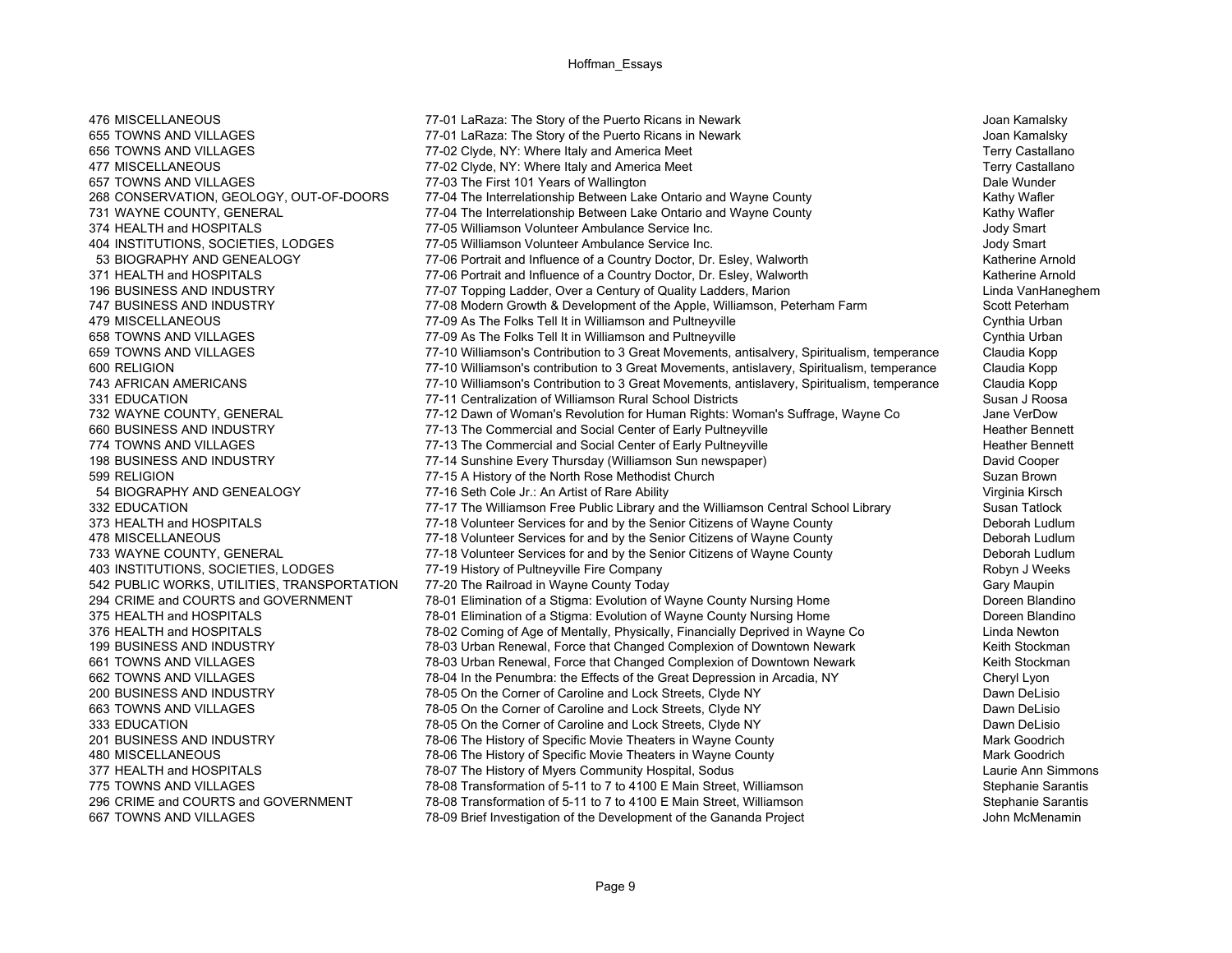| | | | |
|---|---|---|---|
| 476 | MISCELLANEOUS | 77-01 LaRaza: The Story of the Puerto Ricans in Newark | Joan Kamalsky |
| 655 | TOWNS AND VILLAGES | 77-01 LaRaza: The Story of the Puerto Ricans in Newark | Joan Kamalsky |
| 656 | TOWNS AND VILLAGES | 77-02 Clyde, NY: Where Italy and America Meet | Terry Castallano |
| 477 | MISCELLANEOUS | 77-02 Clyde, NY: Where Italy and America Meet | Terry Castallano |
| 657 | TOWNS AND VILLAGES | 77-03 The First 101 Years of Wallington | Dale Wunder |
| 268 | CONSERVATION, GEOLOGY, OUT-OF-DOORS | 77-04 The Interrelationship Between Lake Ontario and Wayne County | Kathy Wafler |
| 731 | WAYNE COUNTY, GENERAL | 77-04 The Interrelationship Between Lake Ontario and Wayne County | Kathy Wafler |
| 374 | HEALTH and HOSPITALS | 77-05 Williamson Volunteer Ambulance Service Inc. | Jody Smart |
| 404 | INSTITUTIONS, SOCIETIES, LODGES | 77-05 Williamson Volunteer Ambulance Service Inc. | Jody Smart |
| 53 | BIOGRAPHY AND GENEALOGY | 77-06 Portrait and Influence of a Country Doctor, Dr. Esley, Walworth | Katherine Arnold |
| 371 | HEALTH and HOSPITALS | 77-06 Portrait and Influence of a Country Doctor, Dr. Esley, Walworth | Katherine Arnold |
| 196 | BUSINESS AND INDUSTRY | 77-07 Topping Ladder, Over a Century of Quality Ladders, Marion | Linda VanHaneghem |
| 747 | BUSINESS AND INDUSTRY | 77-08 Modern Growth & Development of the Apple, Williamson, Peterham Farm | Scott Peterham |
| 479 | MISCELLANEOUS | 77-09 As The Folks Tell It in Williamson and Pultneyville | Cynthia Urban |
| 658 | TOWNS AND VILLAGES | 77-09 As The Folks Tell It in Williamson and Pultneyville | Cynthia Urban |
| 659 | TOWNS AND VILLAGES | 77-10 Williamson's Contribution to 3 Great Movements, antisalvery, Spiritualism, temperance | Claudia Kopp |
| 600 | RELIGION | 77-10 Williamson's contribution to 3 Great Movements, antislavery, Spiritualism, temperance | Claudia Kopp |
| 743 | AFRICAN AMERICANS | 77-10 Williamson's Contribution to 3 Great Movements, antislavery, Spiritualism, temperance | Claudia Kopp |
| 331 | EDUCATION | 77-11 Centralization of Williamson Rural School Districts | Susan J Roosa |
| 732 | WAYNE COUNTY, GENERAL | 77-12 Dawn of Woman's Revolution for Human Rights: Woman's Suffrage, Wayne Co | Jane VerDow |
| 660 | BUSINESS AND INDUSTRY | 77-13 The Commercial and Social Center of Early Pultneyville | Heather Bennett |
| 774 | TOWNS AND VILLAGES | 77-13 The Commercial and Social Center of Early Pultneyville | Heather Bennett |
| 198 | BUSINESS AND INDUSTRY | 77-14 Sunshine Every Thursday (Williamson Sun newspaper) | David Cooper |
| 599 | RELIGION | 77-15 A History of the North Rose Methodist Church | Suzan Brown |
| 54 | BIOGRAPHY AND GENEALOGY | 77-16 Seth Cole Jr.: An Artist of Rare Ability | Virginia Kirsch |
| 332 | EDUCATION | 77-17 The Williamson Free Public Library and the Williamson Central School Library | Susan Tatlock |
| 373 | HEALTH and HOSPITALS | 77-18 Volunteer Services for and by the Senior Citizens of Wayne County | Deborah Ludlum |
| 478 | MISCELLANEOUS | 77-18 Volunteer Services for and by the Senior Citizens of Wayne County | Deborah Ludlum |
| 733 | WAYNE COUNTY, GENERAL | 77-18 Volunteer Services for and by the Senior Citizens of Wayne County | Deborah Ludlum |
| 403 | INSTITUTIONS, SOCIETIES, LODGES | 77-19 History of Pultneyville Fire Company | Robyn J Weeks |
| 542 | PUBLIC WORKS, UTILITIES, TRANSPORTATION | 77-20 The Railroad in Wayne County Today | Gary Maupin |
| 294 | CRIME and COURTS and GOVERNMENT | 78-01 Elimination of a Stigma: Evolution of Wayne County Nursing Home | Doreen Blandino |
| 375 | HEALTH and HOSPITALS | 78-01 Elimination of a Stigma: Evolution of Wayne County Nursing Home | Doreen Blandino |
| 376 | HEALTH and HOSPITALS | 78-02 Coming of Age of Mentally, Physically, Financially Deprived in Wayne Co | Linda Newton |
| 199 | BUSINESS AND INDUSTRY | 78-03 Urban Renewal, Force that Changed Complexion of Downtown Newark | Keith Stockman |
| 661 | TOWNS AND VILLAGES | 78-03 Urban Renewal, Force that Changed Complexion of Downtown Newark | Keith Stockman |
| 662 | TOWNS AND VILLAGES | 78-04 In the Penumbra: the Effects of the Great Depression in Arcadia, NY | Cheryl Lyon |
| 200 | BUSINESS AND INDUSTRY | 78-05 On the Corner of Caroline and Lock Streets, Clyde NY | Dawn DeLisio |
| 663 | TOWNS AND VILLAGES | 78-05 On the Corner of Caroline and Lock Streets, Clyde NY | Dawn DeLisio |
| 333 | EDUCATION | 78-05 On the Corner of Caroline and Lock Streets, Clyde NY | Dawn DeLisio |
| 201 | BUSINESS AND INDUSTRY | 78-06 The History of Specific Movie Theaters in Wayne County | Mark Goodrich |
| 480 | MISCELLANEOUS | 78-06 The History of Specific Movie Theaters in Wayne County | Mark Goodrich |
| 377 | HEALTH and HOSPITALS | 78-07 The History of Myers Community Hospital, Sodus | Laurie Ann Simmons |
| 775 | TOWNS AND VILLAGES | 78-08 Transformation of 5-11 to 7 to 4100 E Main Street, Williamson | Stephanie Sarantis |
| 296 | CRIME and COURTS and GOVERNMENT | 78-08 Transformation of 5-11 to 7 to 4100 E Main Street, Williamson | Stephanie Sarantis |
| 667 | TOWNS AND VILLAGES | 78-09 Brief Investigation of the Development of the Gananda Project | John McMenamin |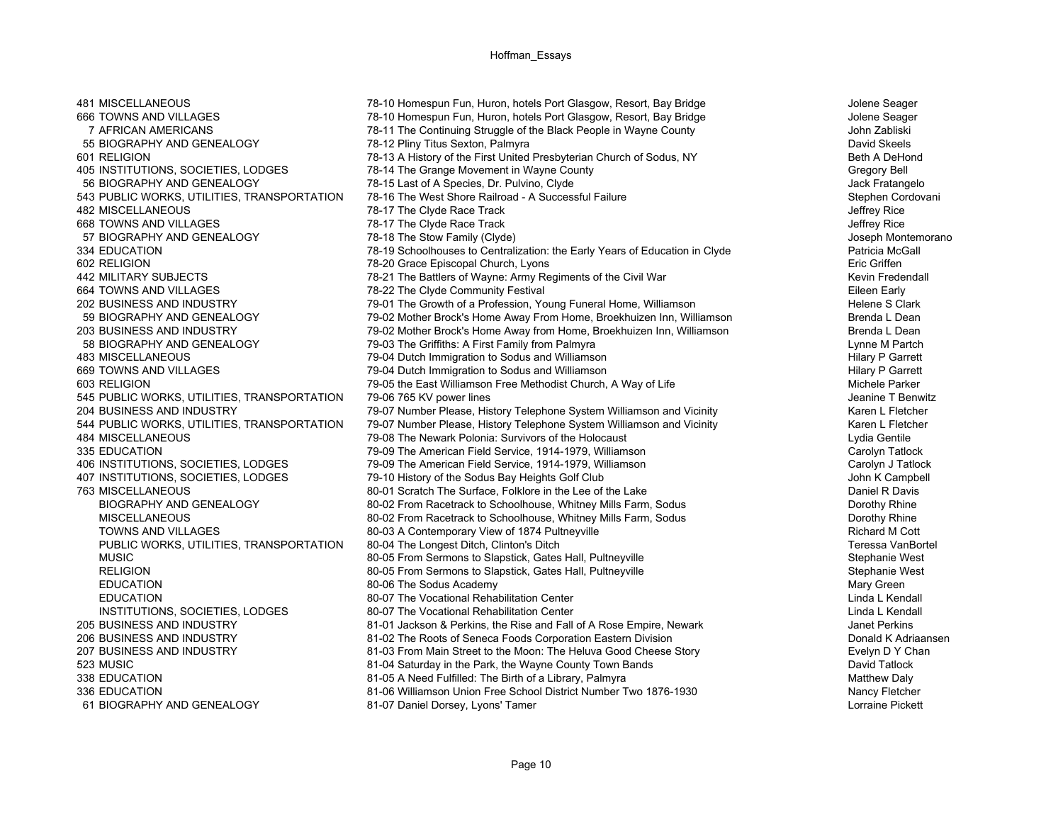| | | | |
|---|---|---|---|
| 481 | MISCELLANEOUS | 78-10 Homespun Fun, Huron, hotels Port Glasgow, Resort, Bay Bridge | Jolene Seager |
| 666 | TOWNS AND VILLAGES | 78-10 Homespun Fun, Huron, hotels Port Glasgow, Resort, Bay Bridge | Jolene Seager |
| 7 | AFRICAN AMERICANS | 78-11 The Continuing Struggle of the Black People in Wayne County | John Zabliski |
| 55 | BIOGRAPHY AND GENEALOGY | 78-12 Pliny Titus Sexton, Palmyra | David Skeels |
| 601 | RELIGION | 78-13 A History of the First United Presbyterian Church of Sodus, NY | Beth A DeHond |
| 405 | INSTITUTIONS, SOCIETIES, LODGES | 78-14 The Grange Movement in Wayne County | Gregory Bell |
| 56 | BIOGRAPHY AND GENEALOGY | 78-15 Last of A Species, Dr. Pulvino, Clyde | Jack Fratangelo |
| 543 | PUBLIC WORKS, UTILITIES, TRANSPORTATION | 78-16 The West Shore Railroad - A Successful Failure | Stephen Cordovani |
| 482 | MISCELLANEOUS | 78-17 The Clyde Race Track | Jeffrey Rice |
| 668 | TOWNS AND VILLAGES | 78-17 The Clyde Race Track | Jeffrey Rice |
| 57 | BIOGRAPHY AND GENEALOGY | 78-18 The Stow Family (Clyde) | Joseph Montemorano |
| 334 | EDUCATION | 78-19 Schoolhouses to Centralization: the Early Years of Education in Clyde | Patricia McGall |
| 602 | RELIGION | 78-20 Grace Episcopal Church, Lyons | Eric Griffen |
| 442 | MILITARY SUBJECTS | 78-21 The Battlers of Wayne: Army Regiments of the Civil War | Kevin Fredendall |
| 664 | TOWNS AND VILLAGES | 78-22 The Clyde Community Festival | Eileen Early |
| 202 | BUSINESS AND INDUSTRY | 79-01 The Growth of a Profession, Young Funeral Home, Williamson | Helene S Clark |
| 59 | BIOGRAPHY AND GENEALOGY | 79-02 Mother Brock's Home Away From Home, Broekhuizen Inn, Williamson | Brenda L Dean |
| 203 | BUSINESS AND INDUSTRY | 79-02 Mother Brock's Home Away from Home, Broekhuizen Inn, Williamson | Brenda L Dean |
| 58 | BIOGRAPHY AND GENEALOGY | 79-03 The Griffiths: A First Family from Palmyra | Lynne M Partch |
| 483 | MISCELLANEOUS | 79-04 Dutch Immigration to Sodus and Williamson | Hilary P Garrett |
| 669 | TOWNS AND VILLAGES | 79-04 Dutch Immigration to Sodus and Williamson | Hilary P Garrett |
| 603 | RELIGION | 79-05 the East Williamson Free Methodist Church, A Way of Life | Michele Parker |
| 545 | PUBLIC WORKS, UTILITIES, TRANSPORTATION | 79-06 765 KV power lines | Jeanine T Benwitz |
| 204 | BUSINESS AND INDUSTRY | 79-07 Number Please, History Telephone System Williamson and Vicinity | Karen L Fletcher |
| 544 | PUBLIC WORKS, UTILITIES, TRANSPORTATION | 79-07 Number Please, History Telephone System Williamson and Vicinity | Karen L Fletcher |
| 484 | MISCELLANEOUS | 79-08 The Newark Polonia: Survivors of the Holocaust | Lydia Gentile |
| 335 | EDUCATION | 79-09 The American Field Service, 1914-1979, Williamson | Carolyn Tatlock |
| 406 | INSTITUTIONS, SOCIETIES, LODGES | 79-09 The American Field Service, 1914-1979, Williamson | Carolyn J Tatlock |
| 407 | INSTITUTIONS, SOCIETIES, LODGES | 79-10 History of the Sodus Bay Heights Golf Club | John K Campbell |
| 763 | MISCELLANEOUS | 80-01 Scratch The Surface, Folklore in the Lee of the Lake | Daniel R Davis |
| | BIOGRAPHY AND GENEALOGY | 80-02 From Racetrack to Schoolhouse, Whitney Mills Farm, Sodus | Dorothy Rhine |
| | MISCELLANEOUS | 80-02 From Racetrack to Schoolhouse, Whitney Mills Farm, Sodus | Dorothy Rhine |
| | TOWNS AND VILLAGES | 80-03 A Contemporary View of 1874 Pultneyville | Richard M Cott |
| | PUBLIC WORKS, UTILITIES, TRANSPORTATION | 80-04 The Longest Ditch, Clinton's Ditch | Teressa VanBortel |
| | MUSIC | 80-05 From Sermons to Slapstick, Gates Hall, Pultneyville | Stephanie West |
| | RELIGION | 80-05 From Sermons to Slapstick, Gates Hall, Pultneyville | Stephanie West |
| | EDUCATION | 80-06 The Sodus Academy | Mary Green |
| | EDUCATION | 80-07 The Vocational Rehabilitation Center | Linda L Kendall |
| | INSTITUTIONS, SOCIETIES, LODGES | 80-07 The Vocational Rehabilitation Center | Linda L Kendall |
| 205 | BUSINESS AND INDUSTRY | 81-01 Jackson & Perkins, the Rise and Fall of A Rose Empire, Newark | Janet Perkins |
| 206 | BUSINESS AND INDUSTRY | 81-02 The Roots of Seneca Foods Corporation Eastern Division | Donald K Adriaansen |
| 207 | BUSINESS AND INDUSTRY | 81-03 From Main Street to the Moon: The Heluva Good Cheese Story | Evelyn D Y Chan |
| 523 | MUSIC | 81-04 Saturday in the Park, the Wayne County Town Bands | David Tatlock |
| 338 | EDUCATION | 81-05 A Need Fulfilled: The Birth of a Library, Palmyra | Matthew Daly |
| 336 | EDUCATION | 81-06 Williamson Union Free School District Number Two 1876-1930 | Nancy Fletcher |
| 61 | BIOGRAPHY AND GENEALOGY | 81-07 Daniel Dorsey, Lyons' Tamer | Lorraine Pickett |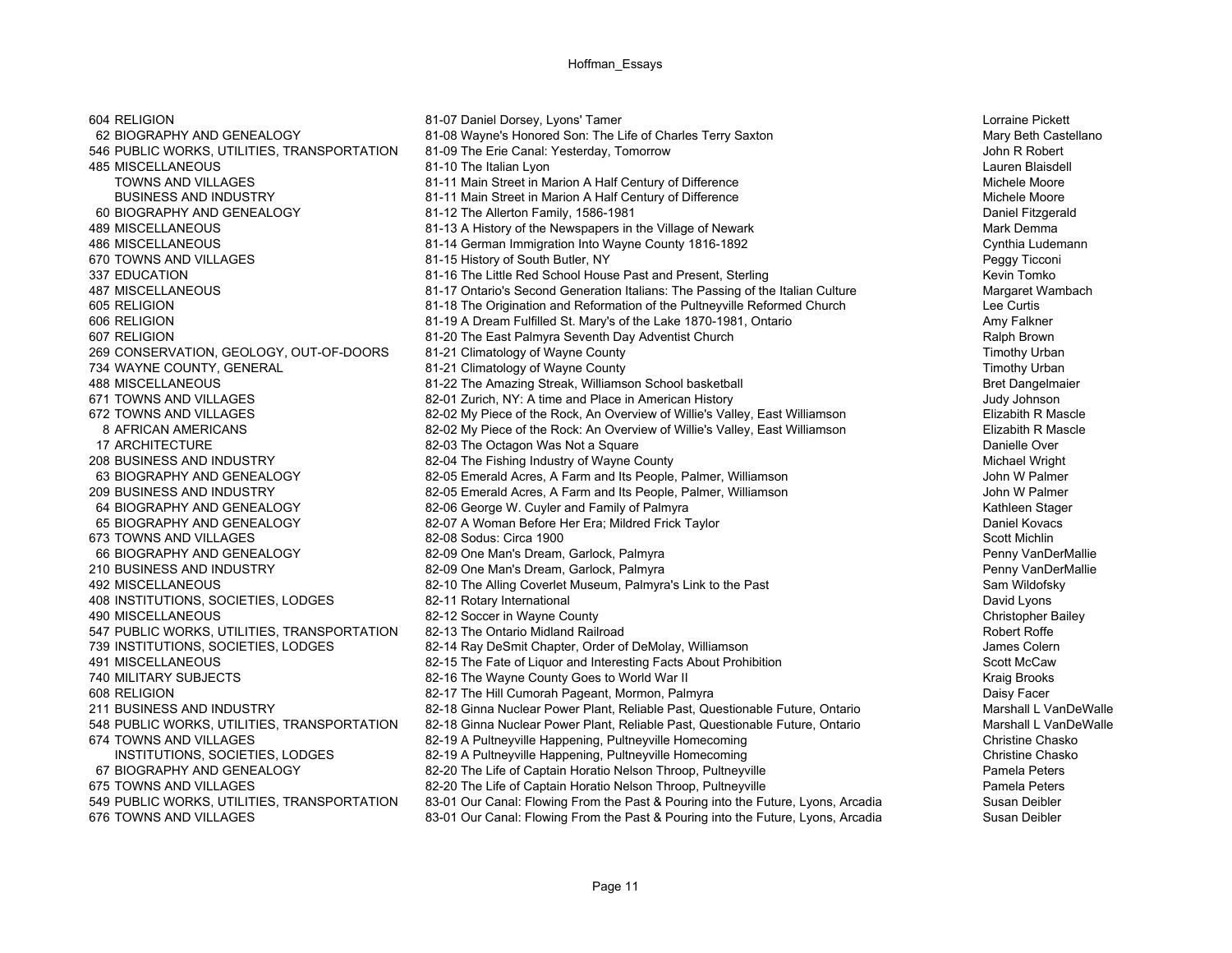| | | | |
|---|---|---|---|
| 604 | RELIGION | 81-07 Daniel Dorsey, Lyons' Tamer | Lorraine Pickett |
| 62 | BIOGRAPHY AND GENEALOGY | 81-08 Wayne's Honored Son: The Life of Charles Terry Saxton | Mary Beth Castellano |
| 546 | PUBLIC WORKS, UTILITIES, TRANSPORTATION | 81-09 The Erie Canal: Yesterday, Tomorrow | John R Robert |
| 485 | MISCELLANEOUS | 81-10 The Italian Lyon | Lauren Blaisdell |
| | TOWNS AND VILLAGES | 81-11 Main Street in Marion A Half Century of Difference | Michele Moore |
| | BUSINESS AND INDUSTRY | 81-11 Main Street in Marion A Half Century of Difference | Michele Moore |
| 60 | BIOGRAPHY AND GENEALOGY | 81-12 The Allerton Family, 1586-1981 | Daniel Fitzgerald |
| 489 | MISCELLANEOUS | 81-13 A History of the Newspapers in the Village of Newark | Mark Demma |
| 486 | MISCELLANEOUS | 81-14 German Immigration Into Wayne County 1816-1892 | Cynthia Ludemann |
| 670 | TOWNS AND VILLAGES | 81-15 History of South Butler, NY | Peggy Ticconi |
| 337 | EDUCATION | 81-16 The Little Red School House Past and Present, Sterling | Kevin Tomko |
| 487 | MISCELLANEOUS | 81-17 Ontario's Second Generation Italians: The Passing of the Italian Culture | Margaret Wambach |
| 605 | RELIGION | 81-18 The Origination and Reformation of the Pultneyville Reformed Church | Lee Curtis |
| 606 | RELIGION | 81-19 A Dream Fulfilled St. Mary's of the Lake 1870-1981, Ontario | Amy Falkner |
| 607 | RELIGION | 81-20 The East Palmyra Seventh Day Adventist Church | Ralph Brown |
| 269 | CONSERVATION, GEOLOGY, OUT-OF-DOORS | 81-21 Climatology of Wayne County | Timothy Urban |
| 734 | WAYNE COUNTY, GENERAL | 81-21 Climatology of Wayne County | Timothy Urban |
| 488 | MISCELLANEOUS | 81-22 The Amazing Streak, Williamson School basketball | Bret Dangelmaier |
| 671 | TOWNS AND VILLAGES | 82-01 Zurich, NY: A time and Place in American History | Judy Johnson |
| 672 | TOWNS AND VILLAGES | 82-02 My Piece of the Rock, An Overview of Willie's Valley, East Williamson | Elizabith R Mascle |
| 8 | AFRICAN AMERICANS | 82-02 My Piece of the Rock: An Overview of Willie's Valley, East Williamson | Elizabith R Mascle |
| 17 | ARCHITECTURE | 82-03 The Octagon Was Not a Square | Danielle Over |
| 208 | BUSINESS AND INDUSTRY | 82-04 The Fishing Industry of Wayne County | Michael Wright |
| 63 | BIOGRAPHY AND GENEALOGY | 82-05 Emerald Acres, A Farm and Its People, Palmer, Williamson | John W Palmer |
| 209 | BUSINESS AND INDUSTRY | 82-05 Emerald Acres, A Farm and Its People, Palmer, Williamson | John W Palmer |
| 64 | BIOGRAPHY AND GENEALOGY | 82-06 George W. Cuyler and Family of Palmyra | Kathleen Stager |
| 65 | BIOGRAPHY AND GENEALOGY | 82-07 A Woman Before Her Era; Mildred Frick Taylor | Daniel Kovacs |
| 673 | TOWNS AND VILLAGES | 82-08 Sodus: Circa 1900 | Scott Michlin |
| 66 | BIOGRAPHY AND GENEALOGY | 82-09 One Man's Dream, Garlock, Palmyra | Penny VanDerMallie |
| 210 | BUSINESS AND INDUSTRY | 82-09 One Man's Dream, Garlock, Palmyra | Penny VanDerMallie |
| 492 | MISCELLANEOUS | 82-10 The Alling Coverlet Museum, Palmyra's Link to the Past | Sam Wildofsky |
| 408 | INSTITUTIONS, SOCIETIES, LODGES | 82-11 Rotary International | David Lyons |
| 490 | MISCELLANEOUS | 82-12 Soccer in Wayne County | Christopher Bailey |
| 547 | PUBLIC WORKS, UTILITIES, TRANSPORTATION | 82-13 The Ontario Midland Railroad | Robert Roffe |
| 739 | INSTITUTIONS, SOCIETIES, LODGES | 82-14 Ray DeSmit Chapter, Order of DeMolay, Williamson | James Colern |
| 491 | MISCELLANEOUS | 82-15 The Fate of Liquor and Interesting Facts About Prohibition | Scott McCaw |
| 740 | MILITARY SUBJECTS | 82-16 The Wayne County Goes to World War II | Kraig Brooks |
| 608 | RELIGION | 82-17 The Hill Cumorah Pageant, Mormon, Palmyra | Daisy Facer |
| 211 | BUSINESS AND INDUSTRY | 82-18 Ginna Nuclear Power Plant, Reliable Past, Questionable Future, Ontario | Marshall L VanDeWalle |
| 548 | PUBLIC WORKS, UTILITIES, TRANSPORTATION | 82-18 Ginna Nuclear Power Plant, Reliable Past, Questionable Future, Ontario | Marshall L VanDeWalle |
| 674 | TOWNS AND VILLAGES | 82-19 A Pultneyville Happening, Pultneyville Homecoming | Christine Chasko |
| | INSTITUTIONS, SOCIETIES, LODGES | 82-19 A Pultneyville Happening, Pultneyville Homecoming | Christine Chasko |
| 67 | BIOGRAPHY AND GENEALOGY | 82-20 The Life of Captain Horatio Nelson Throop, Pultneyville | Pamela Peters |
| 675 | TOWNS AND VILLAGES | 82-20 The Life of Captain Horatio Nelson Throop, Pultneyville | Pamela Peters |
| 549 | PUBLIC WORKS, UTILITIES, TRANSPORTATION | 83-01 Our Canal: Flowing From the Past & Pouring into the Future, Lyons, Arcadia | Susan Deibler |
| 676 | TOWNS AND VILLAGES | 83-01 Our Canal: Flowing From the Past & Pouring into the Future, Lyons, Arcadia | Susan Deibler |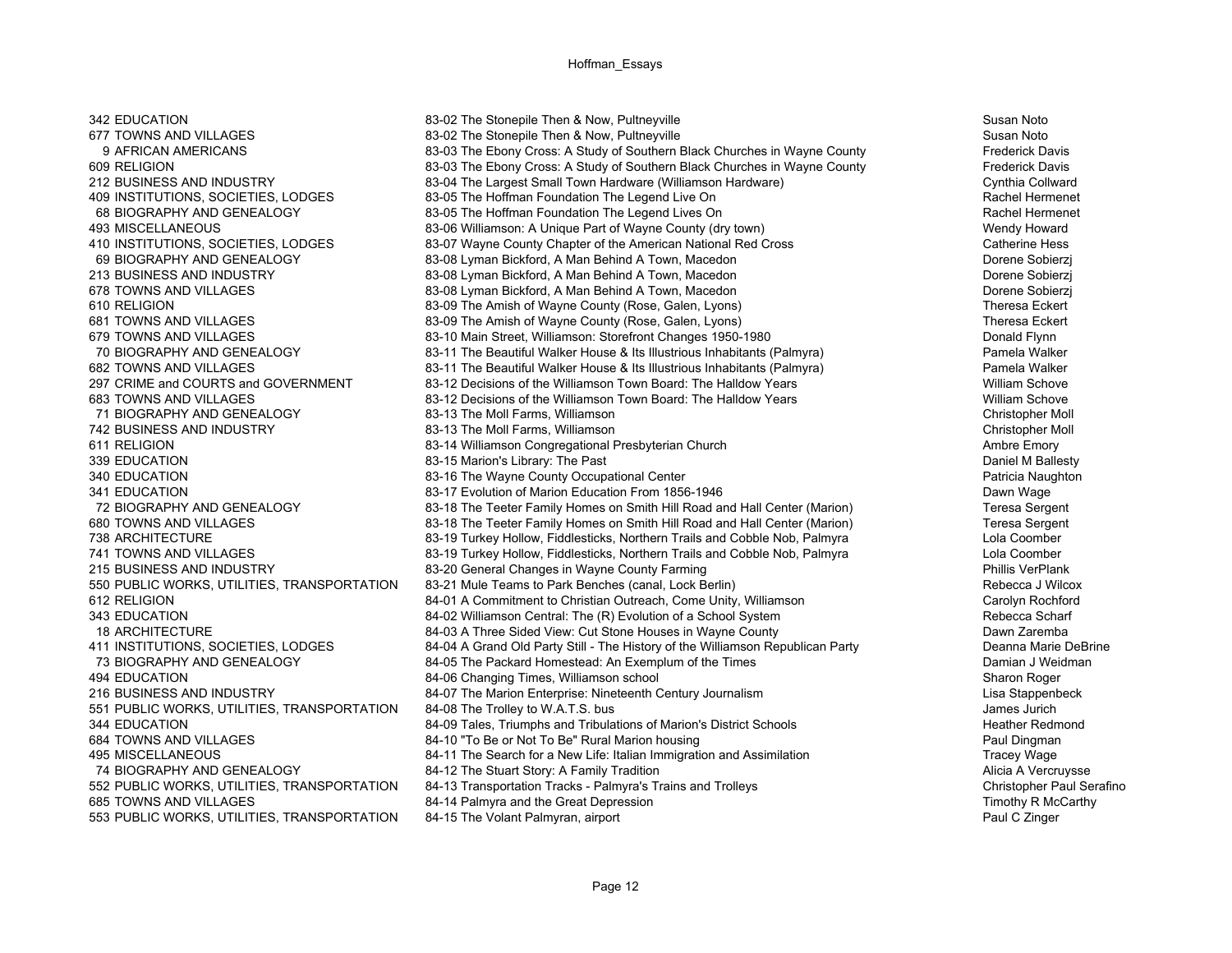| | | | |
|---|---|---|---|
| 342 | EDUCATION | 83-02 The Stonepile Then & Now, Pultneyville | Susan Noto |
| 677 | TOWNS AND VILLAGES | 83-02 The Stonepile Then & Now, Pultneyville | Susan Noto |
| 9 | AFRICAN AMERICANS | 83-03 The Ebony Cross: A Study of Southern Black Churches in Wayne County | Frederick Davis |
| 609 | RELIGION | 83-03 The Ebony Cross: A Study of Southern Black Churches in Wayne County | Frederick Davis |
| 212 | BUSINESS AND INDUSTRY | 83-04 The Largest Small Town Hardware (Williamson Hardware) | Cynthia Collward |
| 409 | INSTITUTIONS, SOCIETIES, LODGES | 83-05 The Hoffman Foundation The Legend Live On | Rachel Hermenet |
| 68 | BIOGRAPHY AND GENEALOGY | 83-05 The Hoffman Foundation The Legend Lives On | Rachel Hermenet |
| 493 | MISCELLANEOUS | 83-06 Williamson: A Unique Part of Wayne County (dry town) | Wendy Howard |
| 410 | INSTITUTIONS, SOCIETIES, LODGES | 83-07 Wayne County Chapter of the American National Red Cross | Catherine Hess |
| 69 | BIOGRAPHY AND GENEALOGY | 83-08 Lyman Bickford, A Man Behind A Town, Macedon | Dorene Sobierzj |
| 213 | BUSINESS AND INDUSTRY | 83-08 Lyman Bickford, A Man Behind A Town, Macedon | Dorene Sobierzj |
| 678 | TOWNS AND VILLAGES | 83-08 Lyman Bickford, A Man Behind A Town, Macedon | Dorene Sobierzj |
| 610 | RELIGION | 83-09 The Amish of Wayne County (Rose, Galen, Lyons) | Theresa Eckert |
| 681 | TOWNS AND VILLAGES | 83-09 The Amish of Wayne County (Rose, Galen, Lyons) | Theresa Eckert |
| 679 | TOWNS AND VILLAGES | 83-10 Main Street, Williamson: Storefront Changes 1950-1980 | Donald Flynn |
| 70 | BIOGRAPHY AND GENEALOGY | 83-11 The Beautiful Walker House & Its Illustrious Inhabitants (Palmyra) | Pamela Walker |
| 682 | TOWNS AND VILLAGES | 83-11 The Beautiful Walker House & Its Illustrious Inhabitants (Palmyra) | Pamela Walker |
| 297 | CRIME and COURTS and GOVERNMENT | 83-12 Decisions of the Williamson Town Board: The Halldow Years | William Schove |
| 683 | TOWNS AND VILLAGES | 83-12 Decisions of the Williamson Town Board: The Halldow Years | William Schove |
| 71 | BIOGRAPHY AND GENEALOGY | 83-13 The Moll Farms, Williamson | Christopher Moll |
| 742 | BUSINESS AND INDUSTRY | 83-13 The Moll Farms, Williamson | Christopher Moll |
| 611 | RELIGION | 83-14 Williamson Congregational Presbyterian Church | Ambre Emory |
| 339 | EDUCATION | 83-15 Marion's Library: The Past | Daniel M Ballesty |
| 340 | EDUCATION | 83-16 The Wayne County Occupational Center | Patricia Naughton |
| 341 | EDUCATION | 83-17 Evolution of Marion Education From 1856-1946 | Dawn Wage |
| 72 | BIOGRAPHY AND GENEALOGY | 83-18 The Teeter Family Homes on Smith Hill Road and Hall Center (Marion) | Teresa Sergent |
| 680 | TOWNS AND VILLAGES | 83-18 The Teeter Family Homes on Smith Hill Road and Hall Center (Marion) | Teresa Sergent |
| 738 | ARCHITECTURE | 83-19 Turkey Hollow, Fiddlesticks, Northern Trails and Cobble Nob, Palmyra | Lola Coomber |
| 741 | TOWNS AND VILLAGES | 83-19 Turkey Hollow, Fiddlesticks, Northern Trails and Cobble Nob, Palmyra | Lola Coomber |
| 215 | BUSINESS AND INDUSTRY | 83-20 General Changes in Wayne County Farming | Phillis VerPlank |
| 550 | PUBLIC WORKS, UTILITIES, TRANSPORTATION | 83-21 Mule Teams to Park Benches (canal, Lock Berlin) | Rebecca J Wilcox |
| 612 | RELIGION | 84-01 A Commitment to Christian Outreach, Come Unity, Williamson | Carolyn Rochford |
| 343 | EDUCATION | 84-02 Williamson Central: The (R) Evolution of a School System | Rebecca Scharf |
| 18 | ARCHITECTURE | 84-03 A Three Sided View: Cut Stone Houses in Wayne County | Dawn Zaremba |
| 411 | INSTITUTIONS, SOCIETIES, LODGES | 84-04 A Grand Old Party Still - The History of the Williamson Republican Party | Deanna Marie DeBrine |
| 73 | BIOGRAPHY AND GENEALOGY | 84-05 The Packard Homestead: An Exemplum of the Times | Damian J Weidman |
| 494 | EDUCATION | 84-06 Changing Times, Williamson school | Sharon Roger |
| 216 | BUSINESS AND INDUSTRY | 84-07 The Marion Enterprise: Nineteenth Century Journalism | Lisa Stappenbeck |
| 551 | PUBLIC WORKS, UTILITIES, TRANSPORTATION | 84-08 The Trolley to W.A.T.S. bus | James Jurich |
| 344 | EDUCATION | 84-09 Tales, Triumphs and Tribulations of Marion's District Schools | Heather Redmond |
| 684 | TOWNS AND VILLAGES | 84-10 "To Be or Not To Be" Rural Marion housing | Paul Dingman |
| 495 | MISCELLANEOUS | 84-11 The Search for a New Life: Italian Immigration and Assimilation | Tracey Wage |
| 74 | BIOGRAPHY AND GENEALOGY | 84-12 The Stuart Story: A Family Tradition | Alicia A Vercruysse |
| 552 | PUBLIC WORKS, UTILITIES, TRANSPORTATION | 84-13 Transportation Tracks - Palmyra's Trains and Trolleys | Christopher Paul Serafino |
| 685 | TOWNS AND VILLAGES | 84-14 Palmyra and the Great Depression | Timothy R McCarthy |
| 553 | PUBLIC WORKS, UTILITIES, TRANSPORTATION | 84-15 The Volant Palmyran, airport | Paul C Zinger |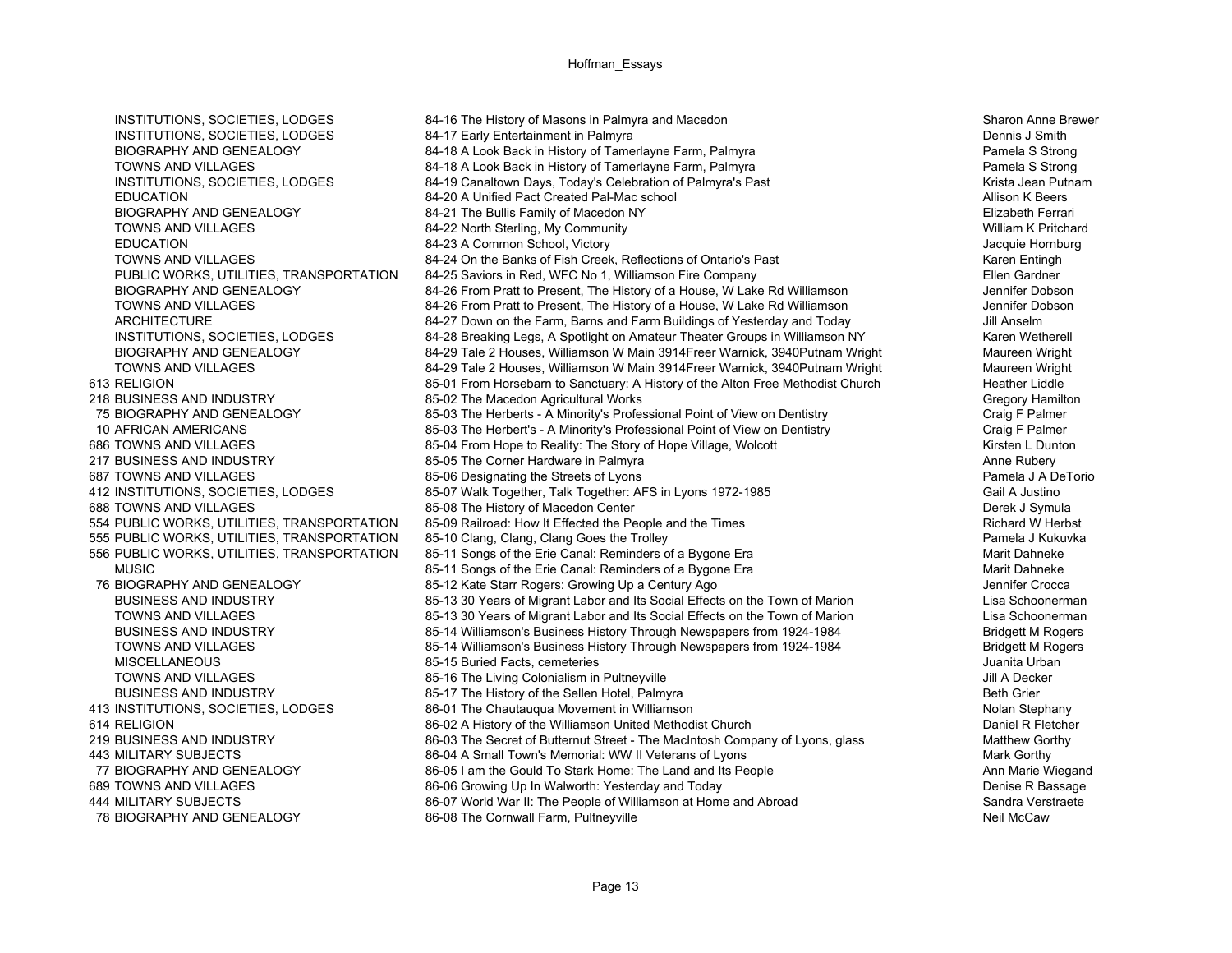| | | | |
|---|---|---|---|
| | INSTITUTIONS, SOCIETIES, LODGES | 84-16 The History of Masons in Palmyra and Macedon | Sharon Anne Brewer |
| | INSTITUTIONS, SOCIETIES, LODGES | 84-17 Early Entertainment in Palmyra | Dennis J Smith |
| | BIOGRAPHY AND GENEALOGY | 84-18 A Look Back in History of Tamerlayne Farm, Palmyra | Pamela S Strong |
| | TOWNS AND VILLAGES | 84-18 A Look Back in History of Tamerlayne Farm, Palmyra | Pamela S Strong |
| | INSTITUTIONS, SOCIETIES, LODGES | 84-19 Canaltown Days, Today's Celebration of Palmyra's Past | Krista Jean Putnam |
| | EDUCATION | 84-20 A Unified Pact Created Pal-Mac school | Allison K Beers |
| | BIOGRAPHY AND GENEALOGY | 84-21 The Bullis Family of Macedon NY | Elizabeth Ferrari |
| | TOWNS AND VILLAGES | 84-22 North Sterling, My Community | William K Pritchard |
| | EDUCATION | 84-23 A Common School, Victory | Jacquie Hornburg |
| | TOWNS AND VILLAGES | 84-24 On the Banks of Fish Creek, Reflections of Ontario's Past | Karen Entingh |
| | PUBLIC WORKS, UTILITIES, TRANSPORTATION | 84-25 Saviors in Red, WFC No 1, Williamson Fire Company | Ellen Gardner |
| | BIOGRAPHY AND GENEALOGY | 84-26 From Pratt to Present, The History of a House, W Lake Rd Williamson | Jennifer Dobson |
| | TOWNS AND VILLAGES | 84-26 From Pratt to Present, The History of a House, W Lake Rd Williamson | Jennifer Dobson |
| | ARCHITECTURE | 84-27 Down on the Farm, Barns and Farm Buildings of Yesterday and Today | Jill Anselm |
| | INSTITUTIONS, SOCIETIES, LODGES | 84-28 Breaking Legs, A Spotlight on Amateur Theater Groups in Williamson NY | Karen Wetherell |
| | BIOGRAPHY AND GENEALOGY | 84-29 Tale 2 Houses, Williamson W Main 3914Freer Warnick, 3940Putnam Wright | Maureen Wright |
| | TOWNS AND VILLAGES | 84-29 Tale 2 Houses, Williamson W Main 3914Freer Warnick, 3940Putnam Wright | Maureen Wright |
| 613 | RELIGION | 85-01 From Horsebarn to Sanctuary: A History of the Alton Free Methodist Church | Heather Liddle |
| 218 | BUSINESS AND INDUSTRY | 85-02 The Macedon Agricultural Works | Gregory Hamilton |
| 75 | BIOGRAPHY AND GENEALOGY | 85-03 The Herberts - A Minority's Professional Point of View on Dentistry | Craig F Palmer |
| 10 | AFRICAN AMERICANS | 85-03 The Herbert's - A Minority's Professional Point of View on Dentistry | Craig F Palmer |
| 686 | TOWNS AND VILLAGES | 85-04 From Hope to Reality: The Story of Hope Village, Wolcott | Kirsten L Dunton |
| 217 | BUSINESS AND INDUSTRY | 85-05 The Corner Hardware in Palmyra | Anne Rubery |
| 687 | TOWNS AND VILLAGES | 85-06 Designating the Streets of Lyons | Pamela J A DeTorio |
| 412 | INSTITUTIONS, SOCIETIES, LODGES | 85-07 Walk Together, Talk Together: AFS in Lyons 1972-1985 | Gail A Justino |
| 688 | TOWNS AND VILLAGES | 85-08 The History of Macedon Center | Derek J Symula |
| 554 | PUBLIC WORKS, UTILITIES, TRANSPORTATION | 85-09 Railroad: How It Effected the People and the Times | Richard W Herbst |
| 555 | PUBLIC WORKS, UTILITIES, TRANSPORTATION | 85-10 Clang, Clang, Clang Goes the Trolley | Pamela J Kukuvka |
| 556 | PUBLIC WORKS, UTILITIES, TRANSPORTATION | 85-11 Songs of the Erie Canal: Reminders of a Bygone Era | Marit Dahneke |
| | MUSIC | 85-11 Songs of the Erie Canal: Reminders of a Bygone Era | Marit Dahneke |
| 76 | BIOGRAPHY AND GENEALOGY | 85-12 Kate Starr Rogers: Growing Up a Century Ago | Jennifer Crocca |
| | BUSINESS AND INDUSTRY | 85-13 30 Years of Migrant Labor and Its Social Effects on the Town of Marion | Lisa Schoonerman |
| | TOWNS AND VILLAGES | 85-13 30 Years of Migrant Labor and Its Social Effects on the Town of Marion | Lisa Schoonerman |
| | BUSINESS AND INDUSTRY | 85-14 Williamson's Business History Through Newspapers from 1924-1984 | Bridgett M Rogers |
| | TOWNS AND VILLAGES | 85-14 Williamson's Business History Through Newspapers from 1924-1984 | Bridgett M Rogers |
| | MISCELLANEOUS | 85-15 Buried Facts, cemeteries | Juanita Urban |
| | TOWNS AND VILLAGES | 85-16 The Living Colonialism in Pultneyville | Jill A Decker |
| | BUSINESS AND INDUSTRY | 85-17 The History of the Sellen Hotel, Palmyra | Beth Grier |
| 413 | INSTITUTIONS, SOCIETIES, LODGES | 86-01 The Chautauqua Movement in Williamson | Nolan Stephany |
| 614 | RELIGION | 86-02 A History of the Williamson United Methodist Church | Daniel R Fletcher |
| 219 | BUSINESS AND INDUSTRY | 86-03 The Secret of Butternut Street - The MacIntosh Company of Lyons, glass | Matthew Gorthy |
| 443 | MILITARY SUBJECTS | 86-04 A Small Town's Memorial: WW II Veterans of Lyons | Mark Gorthy |
| 77 | BIOGRAPHY AND GENEALOGY | 86-05 I am the Gould To Stark Home: The Land and Its People | Ann Marie Wiegand |
| 689 | TOWNS AND VILLAGES | 86-06 Growing Up In Walworth: Yesterday and Today | Denise R Bassage |
| 444 | MILITARY SUBJECTS | 86-07 World War II: The People of Williamson at Home and Abroad | Sandra Verstraete |
| 78 | BIOGRAPHY AND GENEALOGY | 86-08 The Cornwall Farm, Pultneyville | Neil McCaw |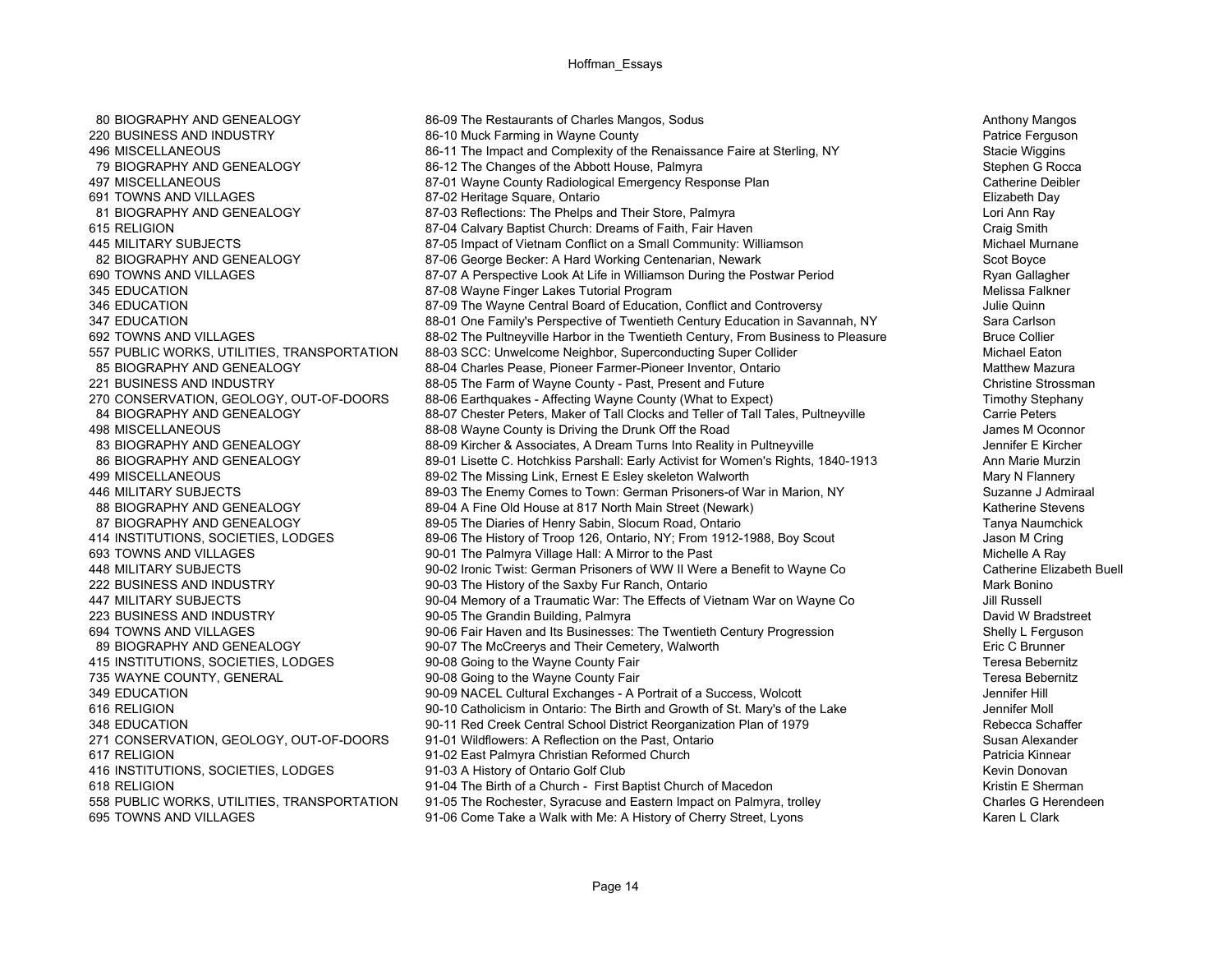| | | | |
|---|---|---|---|
| 80 | BIOGRAPHY AND GENEALOGY | 86-09 The Restaurants of Charles Mangos, Sodus | Anthony Mangos |
| 220 | BUSINESS AND INDUSTRY | 86-10 Muck Farming in Wayne County | Patrice Ferguson |
| 496 | MISCELLANEOUS | 86-11 The Impact and Complexity of the Renaissance Faire at Sterling, NY | Stacie Wiggins |
| 79 | BIOGRAPHY AND GENEALOGY | 86-12 The Changes of the Abbott House, Palmyra | Stephen G Rocca |
| 497 | MISCELLANEOUS | 87-01 Wayne County Radiological Emergency Response Plan | Catherine Deibler |
| 691 | TOWNS AND VILLAGES | 87-02 Heritage Square, Ontario | Elizabeth Day |
| 81 | BIOGRAPHY AND GENEALOGY | 87-03 Reflections: The Phelps and Their Store, Palmyra | Lori Ann Ray |
| 615 | RELIGION | 87-04 Calvary Baptist Church: Dreams of Faith, Fair Haven | Craig Smith |
| 445 | MILITARY SUBJECTS | 87-05 Impact of Vietnam Conflict on a Small Community: Williamson | Michael Murnane |
| 82 | BIOGRAPHY AND GENEALOGY | 87-06 George Becker: A Hard Working Centenarian, Newark | Scot Boyce |
| 690 | TOWNS AND VILLAGES | 87-07 A Perspective Look At Life in Williamson During the Postwar Period | Ryan Gallagher |
| 345 | EDUCATION | 87-08 Wayne Finger Lakes Tutorial Program | Melissa Falkner |
| 346 | EDUCATION | 87-09 The Wayne Central Board of Education, Conflict and Controversy | Julie Quinn |
| 347 | EDUCATION | 88-01 One Family's Perspective of Twentieth Century Education in Savannah, NY | Sara Carlson |
| 692 | TOWNS AND VILLAGES | 88-02 The Pultneyville Harbor in the Twentieth Century, From Business to Pleasure | Bruce Collier |
| 557 | PUBLIC WORKS, UTILITIES, TRANSPORTATION | 88-03 SCC: Unwelcome Neighbor, Superconducting Super Collider | Michael Eaton |
| 85 | BIOGRAPHY AND GENEALOGY | 88-04 Charles Pease, Pioneer Farmer-Pioneer Inventor, Ontario | Matthew Mazura |
| 221 | BUSINESS AND INDUSTRY | 88-05 The Farm of Wayne County - Past, Present and Future | Christine Strossman |
| 270 | CONSERVATION, GEOLOGY, OUT-OF-DOORS | 88-06 Earthquakes - Affecting Wayne County (What to Expect) | Timothy Stephany |
| 84 | BIOGRAPHY AND GENEALOGY | 88-07 Chester Peters, Maker of Tall Clocks and Teller of Tall Tales, Pultneyville | Carrie Peters |
| 498 | MISCELLANEOUS | 88-08 Wayne County is Driving the Drunk Off the Road | James M Oconnor |
| 83 | BIOGRAPHY AND GENEALOGY | 88-09 Kircher & Associates, A Dream Turns Into Reality in Pultneyville | Jennifer E Kircher |
| 86 | BIOGRAPHY AND GENEALOGY | 89-01 Lisette C. Hotchkiss Parshall: Early Activist for Women's Rights, 1840-1913 | Ann Marie Murzin |
| 499 | MISCELLANEOUS | 89-02 The Missing Link, Ernest E Esley skeleton Walworth | Mary N Flannery |
| 446 | MILITARY SUBJECTS | 89-03 The Enemy Comes to Town: German Prisoners-of War in Marion, NY | Suzanne J Admiraal |
| 88 | BIOGRAPHY AND GENEALOGY | 89-04 A Fine Old House at 817 North Main Street (Newark) | Katherine Stevens |
| 87 | BIOGRAPHY AND GENEALOGY | 89-05 The Diaries of Henry Sabin, Slocum Road, Ontario | Tanya Naumchick |
| 414 | INSTITUTIONS, SOCIETIES, LODGES | 89-06 The History of Troop 126, Ontario, NY; From 1912-1988, Boy Scout | Jason M Cring |
| 693 | TOWNS AND VILLAGES | 90-01 The Palmyra Village Hall: A Mirror to the Past | Michelle A Ray |
| 448 | MILITARY SUBJECTS | 90-02 Ironic Twist: German Prisoners of WW II Were a Benefit to Wayne Co | Catherine Elizabeth Buell |
| 222 | BUSINESS AND INDUSTRY | 90-03 The History of the Saxby Fur Ranch, Ontario | Mark Bonino |
| 447 | MILITARY SUBJECTS | 90-04 Memory of a Traumatic War: The Effects of Vietnam War on Wayne Co | Jill Russell |
| 223 | BUSINESS AND INDUSTRY | 90-05 The Grandin Building, Palmyra | David W Bradstreet |
| 694 | TOWNS AND VILLAGES | 90-06 Fair Haven and Its Businesses: The Twentieth Century Progression | Shelly L Ferguson |
| 89 | BIOGRAPHY AND GENEALOGY | 90-07 The McCreerys and Their Cemetery, Walworth | Eric C Brunner |
| 415 | INSTITUTIONS, SOCIETIES, LODGES | 90-08 Going to the Wayne County Fair | Teresa Bebernitz |
| 735 | WAYNE COUNTY, GENERAL | 90-08 Going to the Wayne County Fair | Teresa Bebernitz |
| 349 | EDUCATION | 90-09 NACEL Cultural Exchanges - A Portrait of a Success, Wolcott | Jennifer Hill |
| 616 | RELIGION | 90-10 Catholicism in Ontario: The Birth and Growth of St. Mary's of the Lake | Jennifer Moll |
| 348 | EDUCATION | 90-11 Red Creek Central School District Reorganization Plan of 1979 | Rebecca Schaffer |
| 271 | CONSERVATION, GEOLOGY, OUT-OF-DOORS | 91-01 Wildflowers: A Reflection on the Past, Ontario | Susan Alexander |
| 617 | RELIGION | 91-02 East Palmyra Christian Reformed Church | Patricia Kinnear |
| 416 | INSTITUTIONS, SOCIETIES, LODGES | 91-03 A History of Ontario Golf Club | Kevin Donovan |
| 618 | RELIGION | 91-04 The Birth of a Church - First Baptist Church of Macedon | Kristin E Sherman |
| 558 | PUBLIC WORKS, UTILITIES, TRANSPORTATION | 91-05 The Rochester, Syracuse and Eastern Impact on Palmyra, trolley | Charles G Herendeen |
| 695 | TOWNS AND VILLAGES | 91-06 Come Take a Walk with Me: A History of Cherry Street, Lyons | Karen L Clark |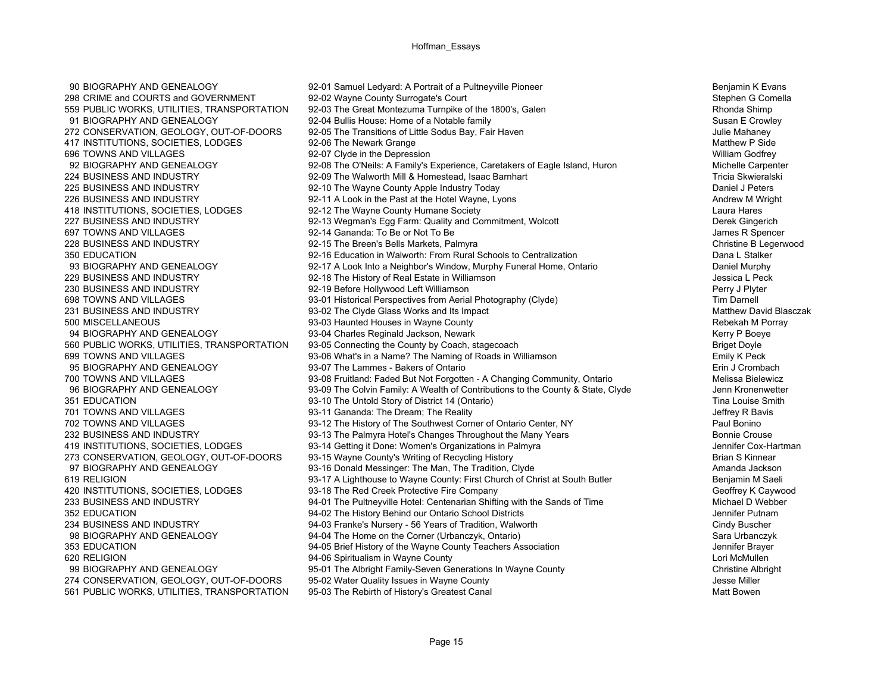| | | | |
|---|---|---|---|
| 90 | BIOGRAPHY AND GENEALOGY | 92-01 Samuel Ledyard: A Portrait of a Pultneyville Pioneer | Benjamin K Evans |
| 298 | CRIME and COURTS and GOVERNMENT | 92-02 Wayne County Surrogate's Court | Stephen G Comella |
| 559 | PUBLIC WORKS, UTILITIES, TRANSPORTATION | 92-03 The Great Montezuma Turnpike of the 1800's, Galen | Rhonda Shimp |
| 91 | BIOGRAPHY AND GENEALOGY | 92-04 Bullis House: Home of a Notable family | Susan E Crowley |
| 272 | CONSERVATION, GEOLOGY, OUT-OF-DOORS | 92-05 The Transitions of Little Sodus Bay, Fair Haven | Julie Mahaney |
| 417 | INSTITUTIONS, SOCIETIES, LODGES | 92-06 The Newark Grange | Matthew P Side |
| 696 | TOWNS AND VILLAGES | 92-07 Clyde in the Depression | William Godfrey |
| 92 | BIOGRAPHY AND GENEALOGY | 92-08 The O'Neils: A Family's Experience, Caretakers of Eagle Island, Huron | Michelle Carpenter |
| 224 | BUSINESS AND INDUSTRY | 92-09 The Walworth Mill & Homestead, Isaac Barnhart | Tricia Skwieralski |
| 225 | BUSINESS AND INDUSTRY | 92-10 The Wayne County Apple Industry Today | Daniel J Peters |
| 226 | BUSINESS AND INDUSTRY | 92-11 A Look in the Past at the Hotel Wayne, Lyons | Andrew M Wright |
| 418 | INSTITUTIONS, SOCIETIES, LODGES | 92-12 The Wayne County Humane Society | Laura Hares |
| 227 | BUSINESS AND INDUSTRY | 92-13 Wegman's Egg Farm: Quality and Commitment, Wolcott | Derek Gingerich |
| 697 | TOWNS AND VILLAGES | 92-14 Gananda: To Be or Not To Be | James R Spencer |
| 228 | BUSINESS AND INDUSTRY | 92-15 The Breen's Bells Markets, Palmyra | Christine B Legerwood |
| 350 | EDUCATION | 92-16 Education in Walworth: From Rural Schools to Centralization | Dana L Stalker |
| 93 | BIOGRAPHY AND GENEALOGY | 92-17 A Look Into a Neighbor's Window, Murphy Funeral Home, Ontario | Daniel Murphy |
| 229 | BUSINESS AND INDUSTRY | 92-18 The History of Real Estate in Williamson | Jessica L Peck |
| 230 | BUSINESS AND INDUSTRY | 92-19 Before Hollywood Left Williamson | Perry J Plyter |
| 698 | TOWNS AND VILLAGES | 93-01 Historical Perspectives from Aerial Photography (Clyde) | Tim Darnell |
| 231 | BUSINESS AND INDUSTRY | 93-02 The Clyde Glass Works and Its Impact | Matthew David Blasczak |
| 500 | MISCELLANEOUS | 93-03 Haunted Houses in Wayne County | Rebekah M Porray |
| 94 | BIOGRAPHY AND GENEALOGY | 93-04 Charles Reginald Jackson, Newark | Kerry P Boeye |
| 560 | PUBLIC WORKS, UTILITIES, TRANSPORTATION | 93-05 Connecting the County by Coach, stagecoach | Briget Doyle |
| 699 | TOWNS AND VILLAGES | 93-06 What's in a Name? The Naming of Roads in Williamson | Emily K Peck |
| 95 | BIOGRAPHY AND GENEALOGY | 93-07 The Lammes - Bakers of Ontario | Erin J Crombach |
| 700 | TOWNS AND VILLAGES | 93-08 Fruitland: Faded But Not Forgotten - A Changing Community, Ontario | Melissa Bielewicz |
| 96 | BIOGRAPHY AND GENEALOGY | 93-09 The Colvin Family: A Wealth of Contributions to the County & State, Clyde | Jenn Kronenwetter |
| 351 | EDUCATION | 93-10 The Untold Story of District 14 (Ontario) | Tina Louise Smith |
| 701 | TOWNS AND VILLAGES | 93-11 Gananda: The Dream; The Reality | Jeffrey R Bavis |
| 702 | TOWNS AND VILLAGES | 93-12 The History of The Southwest Corner of Ontario Center, NY | Paul Bonino |
| 232 | BUSINESS AND INDUSTRY | 93-13 The Palmyra Hotel's Changes Throughout the Many Years | Bonnie Crouse |
| 419 | INSTITUTIONS, SOCIETIES, LODGES | 93-14 Getting it Done: Women's Organizations in Palmyra | Jennifer Cox-Hartman |
| 273 | CONSERVATION, GEOLOGY, OUT-OF-DOORS | 93-15 Wayne County's Writing of Recycling History | Brian S Kinnear |
| 97 | BIOGRAPHY AND GENEALOGY | 93-16 Donald Messinger: The Man, The Tradition, Clyde | Amanda Jackson |
| 619 | RELIGION | 93-17 A Lighthouse to Wayne County: First Church of Christ at South Butler | Benjamin M Saeli |
| 420 | INSTITUTIONS, SOCIETIES, LODGES | 93-18 The Red Creek Protective Fire Company | Geoffrey K Caywood |
| 233 | BUSINESS AND INDUSTRY | 94-01 The Pultneyville Hotel: Centenarian Shifting with the Sands of Time | Michael D Webber |
| 352 | EDUCATION | 94-02 The History Behind our Ontario School Districts | Jennifer Putnam |
| 234 | BUSINESS AND INDUSTRY | 94-03 Franke's Nursery - 56 Years of Tradition, Walworth | Cindy Buscher |
| 98 | BIOGRAPHY AND GENEALOGY | 94-04 The Home on the Corner (Urbanczyk, Ontario) | Sara Urbanczyk |
| 353 | EDUCATION | 94-05 Brief History of the Wayne County Teachers Association | Jennifer Brayer |
| 620 | RELIGION | 94-06 Spiritualism in Wayne County | Lori McMullen |
| 99 | BIOGRAPHY AND GENEALOGY | 95-01 The Albright Family-Seven Generations In Wayne County | Christine Albright |
| 274 | CONSERVATION, GEOLOGY, OUT-OF-DOORS | 95-02 Water Quality Issues in Wayne County | Jesse Miller |
| 561 | PUBLIC WORKS, UTILITIES, TRANSPORTATION | 95-03 The Rebirth of History's Greatest Canal | Matt Bowen |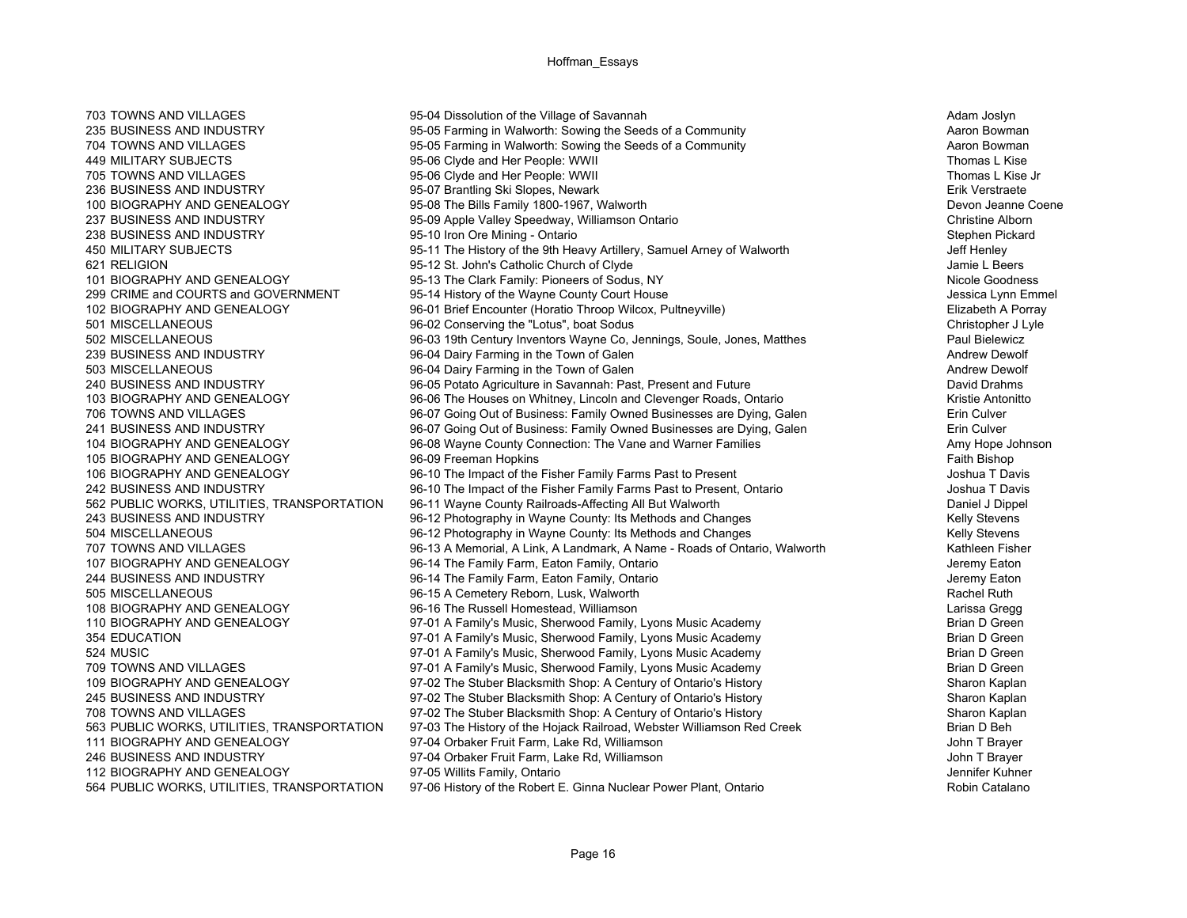| | | |
|---|---|---|
| 703 TOWNS AND VILLAGES | 95-04 Dissolution of the Village of Savannah | Adam Joslyn |
| 235 BUSINESS AND INDUSTRY | 95-05 Farming in Walworth: Sowing the Seeds of a Community | Aaron Bowman |
| 704 TOWNS AND VILLAGES | 95-05 Farming in Walworth: Sowing the Seeds of a Community | Aaron Bowman |
| 449 MILITARY SUBJECTS | 95-06 Clyde and Her People: WWII | Thomas L Kise |
| 705 TOWNS AND VILLAGES | 95-06 Clyde and Her People: WWII | Thomas L Kise Jr |
| 236 BUSINESS AND INDUSTRY | 95-07 Brantling Ski Slopes, Newark | Erik Verstraete |
| 100 BIOGRAPHY AND GENEALOGY | 95-08 The Bills Family 1800-1967, Walworth | Devon Jeanne Coene |
| 237 BUSINESS AND INDUSTRY | 95-09 Apple Valley Speedway, Williamson Ontario | Christine Alborn |
| 238 BUSINESS AND INDUSTRY | 95-10 Iron Ore Mining - Ontario | Stephen Pickard |
| 450 MILITARY SUBJECTS | 95-11 The History of the 9th Heavy Artillery, Samuel Arney of Walworth | Jeff Henley |
| 621 RELIGION | 95-12 St. John's Catholic Church of Clyde | Jamie L Beers |
| 101 BIOGRAPHY AND GENEALOGY | 95-13 The Clark Family: Pioneers of Sodus, NY | Nicole Goodness |
| 299 CRIME and COURTS and GOVERNMENT | 95-14 History of the Wayne County Court House | Jessica Lynn Emmel |
| 102 BIOGRAPHY AND GENEALOGY | 96-01 Brief Encounter (Horatio Throop Wilcox, Pultneyville) | Elizabeth A Porray |
| 501 MISCELLANEOUS | 96-02 Conserving the "Lotus", boat Sodus | Christopher J Lyle |
| 502 MISCELLANEOUS | 96-03 19th Century Inventors Wayne Co, Jennings, Soule, Jones, Matthes | Paul Bielewicz |
| 239 BUSINESS AND INDUSTRY | 96-04 Dairy Farming in the Town of Galen | Andrew Dewolf |
| 503 MISCELLANEOUS | 96-04 Dairy Farming in the Town of Galen | Andrew Dewolf |
| 240 BUSINESS AND INDUSTRY | 96-05 Potato Agriculture in Savannah: Past, Present and Future | David Drahms |
| 103 BIOGRAPHY AND GENEALOGY | 96-06 The Houses on Whitney, Lincoln and Clevenger Roads, Ontario | Kristie Antonitto |
| 706 TOWNS AND VILLAGES | 96-07 Going Out of Business: Family Owned Businesses are Dying, Galen | Erin Culver |
| 241 BUSINESS AND INDUSTRY | 96-07 Going Out of Business: Family Owned Businesses are Dying, Galen | Erin Culver |
| 104 BIOGRAPHY AND GENEALOGY | 96-08 Wayne County Connection: The Vane and Warner Families | Amy Hope Johnson |
| 105 BIOGRAPHY AND GENEALOGY | 96-09 Freeman Hopkins | Faith Bishop |
| 106 BIOGRAPHY AND GENEALOGY | 96-10 The Impact of the Fisher Family Farms Past to Present | Joshua T Davis |
| 242 BUSINESS AND INDUSTRY | 96-10 The Impact of the Fisher Family Farms Past to Present, Ontario | Joshua T Davis |
| 562 PUBLIC WORKS, UTILITIES, TRANSPORTATION | 96-11 Wayne County Railroads-Affecting All But Walworth | Daniel J Dippel |
| 243 BUSINESS AND INDUSTRY | 96-12 Photography in Wayne County: Its Methods and Changes | Kelly Stevens |
| 504 MISCELLANEOUS | 96-12 Photography in Wayne County: Its Methods and Changes | Kelly Stevens |
| 707 TOWNS AND VILLAGES | 96-13 A Memorial, A Link, A Landmark, A Name - Roads of Ontario, Walworth | Kathleen Fisher |
| 107 BIOGRAPHY AND GENEALOGY | 96-14 The Family Farm, Eaton Family, Ontario | Jeremy Eaton |
| 244 BUSINESS AND INDUSTRY | 96-14 The Family Farm, Eaton Family, Ontario | Jeremy Eaton |
| 505 MISCELLANEOUS | 96-15 A Cemetery Reborn, Lusk, Walworth | Rachel Ruth |
| 108 BIOGRAPHY AND GENEALOGY | 96-16 The Russell Homestead, Williamson | Larissa Gregg |
| 110 BIOGRAPHY AND GENEALOGY | 97-01 A Family's Music, Sherwood Family, Lyons Music Academy | Brian D Green |
| 354 EDUCATION | 97-01 A Family's Music, Sherwood Family, Lyons Music Academy | Brian D Green |
| 524 MUSIC | 97-01 A Family's Music, Sherwood Family, Lyons Music Academy | Brian D Green |
| 709 TOWNS AND VILLAGES | 97-01 A Family's Music, Sherwood Family, Lyons Music Academy | Brian D Green |
| 109 BIOGRAPHY AND GENEALOGY | 97-02 The Stuber Blacksmith Shop: A Century of Ontario's History | Sharon Kaplan |
| 245 BUSINESS AND INDUSTRY | 97-02 The Stuber Blacksmith Shop: A Century of Ontario's History | Sharon Kaplan |
| 708 TOWNS AND VILLAGES | 97-02 The Stuber Blacksmith Shop: A Century of Ontario's History | Sharon Kaplan |
| 563 PUBLIC WORKS, UTILITIES, TRANSPORTATION | 97-03 The History of the Hojack Railroad, Webster Williamson Red Creek | Brian D Beh |
| 111 BIOGRAPHY AND GENEALOGY | 97-04 Orbaker Fruit Farm, Lake Rd, Williamson | John T Brayer |
| 246 BUSINESS AND INDUSTRY | 97-04 Orbaker Fruit Farm, Lake Rd, Williamson | John T Brayer |
| 112 BIOGRAPHY AND GENEALOGY | 97-05 Willits Family, Ontario | Jennifer Kuhner |
| 564 PUBLIC WORKS, UTILITIES, TRANSPORTATION | 97-06 History of the Robert E. Ginna Nuclear Power Plant, Ontario | Robin Catalano |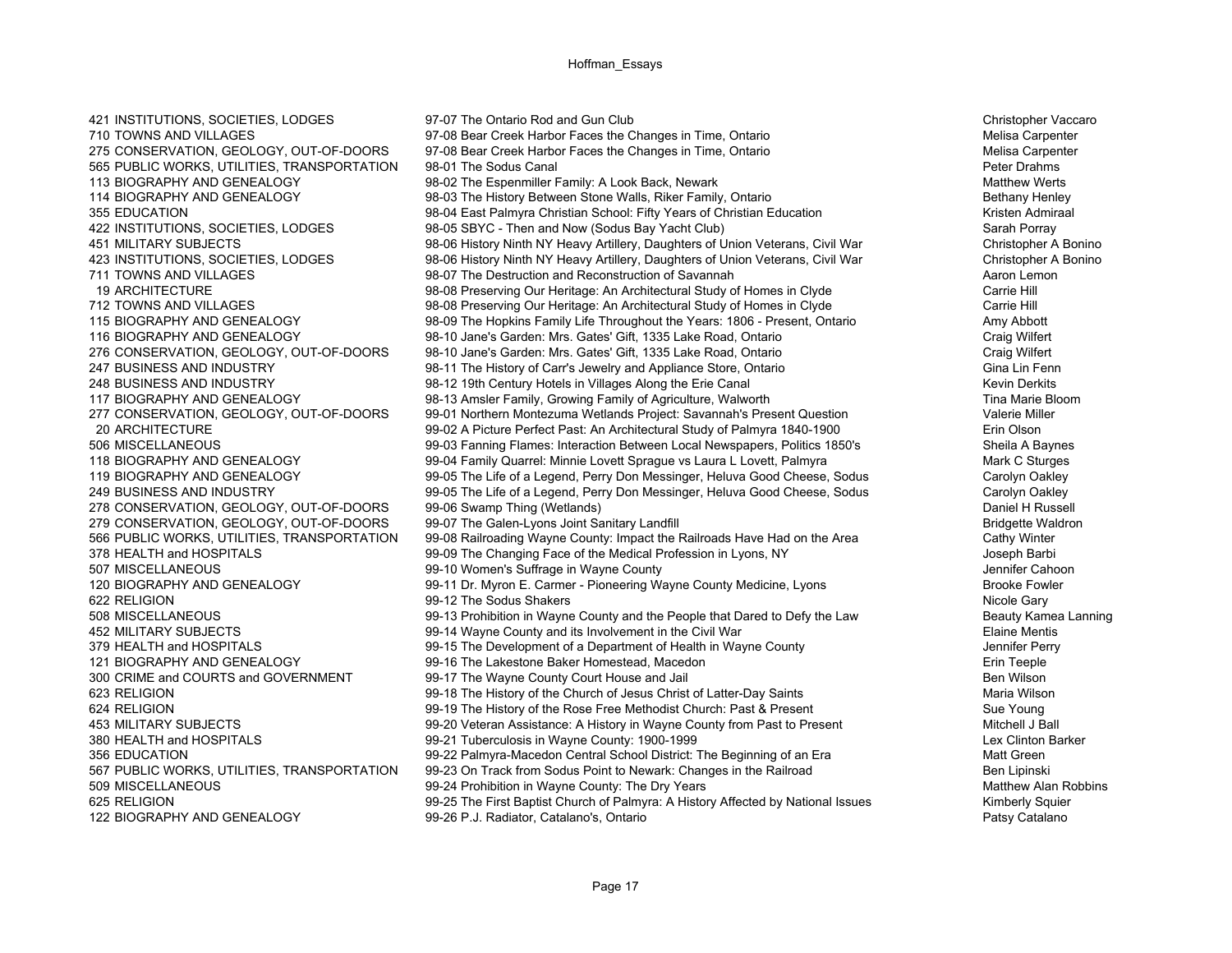| | | | |
|---|---|---|---|
| 421 | INSTITUTIONS, SOCIETIES, LODGES | 97-07 The Ontario Rod and Gun Club | Christopher Vaccaro |
| 710 | TOWNS AND VILLAGES | 97-08 Bear Creek Harbor Faces the Changes in Time, Ontario | Melisa Carpenter |
| 275 | CONSERVATION, GEOLOGY, OUT-OF-DOORS | 97-08 Bear Creek Harbor Faces the Changes in Time, Ontario | Melisa Carpenter |
| 565 | PUBLIC WORKS, UTILITIES, TRANSPORTATION | 98-01 The Sodus Canal | Peter Drahms |
| 113 | BIOGRAPHY AND GENEALOGY | 98-02 The Espenmiller Family: A Look Back, Newark | Matthew Werts |
| 114 | BIOGRAPHY AND GENEALOGY | 98-03 The History Between Stone Walls, Riker Family, Ontario | Bethany Henley |
| 355 | EDUCATION | 98-04 East Palmyra Christian School: Fifty Years of Christian Education | Kristen Admiraal |
| 422 | INSTITUTIONS, SOCIETIES, LODGES | 98-05 SBYC - Then and Now (Sodus Bay Yacht Club) | Sarah Porray |
| 451 | MILITARY SUBJECTS | 98-06 History Ninth NY Heavy Artillery, Daughters of Union Veterans, Civil War | Christopher A Bonino |
| 423 | INSTITUTIONS, SOCIETIES, LODGES | 98-06 History Ninth NY Heavy Artillery, Daughters of Union Veterans, Civil War | Christopher A Bonino |
| 711 | TOWNS AND VILLAGES | 98-07 The Destruction and Reconstruction of Savannah | Aaron Lemon |
| 19 | ARCHITECTURE | 98-08 Preserving Our Heritage: An Architectural Study of Homes in Clyde | Carrie Hill |
| 712 | TOWNS AND VILLAGES | 98-08 Preserving Our Heritage: An Architectural Study of Homes in Clyde | Carrie Hill |
| 115 | BIOGRAPHY AND GENEALOGY | 98-09 The Hopkins Family Life Throughout the Years: 1806 - Present, Ontario | Amy Abbott |
| 116 | BIOGRAPHY AND GENEALOGY | 98-10 Jane's Garden: Mrs. Gates' Gift, 1335 Lake Road, Ontario | Craig Wilfert |
| 276 | CONSERVATION, GEOLOGY, OUT-OF-DOORS | 98-10 Jane's Garden: Mrs. Gates' Gift, 1335 Lake Road, Ontario | Craig Wilfert |
| 247 | BUSINESS AND INDUSTRY | 98-11 The History of Carr's Jewelry and Appliance Store, Ontario | Gina Lin Fenn |
| 248 | BUSINESS AND INDUSTRY | 98-12 19th Century Hotels in Villages Along the Erie Canal | Kevin Derkits |
| 117 | BIOGRAPHY AND GENEALOGY | 98-13 Amsler Family, Growing Family of Agriculture, Walworth | Tina Marie Bloom |
| 277 | CONSERVATION, GEOLOGY, OUT-OF-DOORS | 99-01 Northern Montezuma Wetlands Project: Savannah's Present Question | Valerie Miller |
| 20 | ARCHITECTURE | 99-02 A Picture Perfect Past: An Architectural Study of Palmyra 1840-1900 | Erin Olson |
| 506 | MISCELLANEOUS | 99-03 Fanning Flames: Interaction Between Local Newspapers, Politics 1850's | Sheila A Baynes |
| 118 | BIOGRAPHY AND GENEALOGY | 99-04 Family Quarrel: Minnie Lovett Sprague vs Laura L Lovett, Palmyra | Mark C Sturges |
| 119 | BIOGRAPHY AND GENEALOGY | 99-05 The Life of a Legend, Perry Don Messinger, Heluva Good Cheese, Sodus | Carolyn Oakley |
| 249 | BUSINESS AND INDUSTRY | 99-05 The Life of a Legend, Perry Don Messinger, Heluva Good Cheese, Sodus | Carolyn Oakley |
| 278 | CONSERVATION, GEOLOGY, OUT-OF-DOORS | 99-06 Swamp Thing (Wetlands) | Daniel H Russell |
| 279 | CONSERVATION, GEOLOGY, OUT-OF-DOORS | 99-07 The Galen-Lyons Joint Sanitary Landfill | Bridgette Waldron |
| 566 | PUBLIC WORKS, UTILITIES, TRANSPORTATION | 99-08 Railroading Wayne County: Impact the Railroads Have Had on the Area | Cathy Winter |
| 378 | HEALTH and HOSPITALS | 99-09 The Changing Face of the Medical Profession in Lyons, NY | Joseph Barbi |
| 507 | MISCELLANEOUS | 99-10 Women's Suffrage in Wayne County | Jennifer Cahoon |
| 120 | BIOGRAPHY AND GENEALOGY | 99-11 Dr. Myron E. Carmer - Pioneering Wayne County Medicine, Lyons | Brooke Fowler |
| 622 | RELIGION | 99-12 The Sodus Shakers | Nicole Gary |
| 508 | MISCELLANEOUS | 99-13 Prohibition in Wayne County and the People that Dared to Defy the Law | Beauty Kamea Lanning |
| 452 | MILITARY SUBJECTS | 99-14 Wayne County and its Involvement in the Civil War | Elaine Mentis |
| 379 | HEALTH and HOSPITALS | 99-15 The Development of a Department of Health in Wayne County | Jennifer Perry |
| 121 | BIOGRAPHY AND GENEALOGY | 99-16 The Lakestone Baker Homestead, Macedon | Erin Teeple |
| 300 | CRIME and COURTS and GOVERNMENT | 99-17 The Wayne County Court House and Jail | Ben Wilson |
| 623 | RELIGION | 99-18 The History of the Church of Jesus Christ of Latter-Day Saints | Maria Wilson |
| 624 | RELIGION | 99-19 The History of the Rose Free Methodist Church: Past & Present | Sue Young |
| 453 | MILITARY SUBJECTS | 99-20 Veteran Assistance: A History in Wayne County from Past to Present | Mitchell J Ball |
| 380 | HEALTH and HOSPITALS | 99-21 Tuberculosis in Wayne County: 1900-1999 | Lex Clinton Barker |
| 356 | EDUCATION | 99-22 Palmyra-Macedon Central School District: The Beginning of an Era | Matt Green |
| 567 | PUBLIC WORKS, UTILITIES, TRANSPORTATION | 99-23 On Track from Sodus Point to Newark: Changes in the Railroad | Ben Lipinski |
| 509 | MISCELLANEOUS | 99-24 Prohibition in Wayne County: The Dry Years | Matthew Alan Robbins |
| 625 | RELIGION | 99-25 The First Baptist Church of Palmyra: A History Affected by National Issues | Kimberly Squier |
| 122 | BIOGRAPHY AND GENEALOGY | 99-26 P.J. Radiator, Catalano's, Ontario | Patsy Catalano |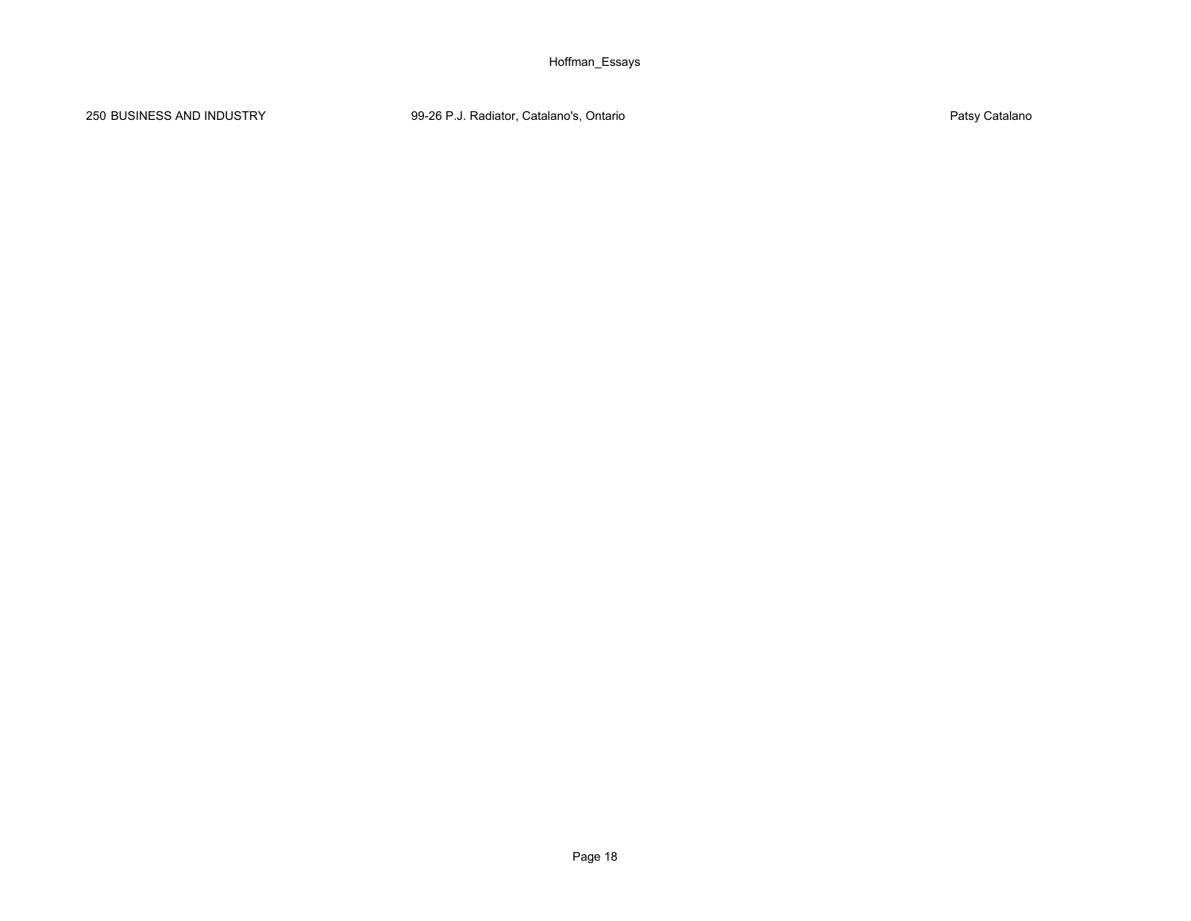| | | |
|---|---|---|
| 250 BUSINESS AND INDUSTRY | 99-26 P.J. Radiator, Catalano's, Ontario | Patsy Catalano |